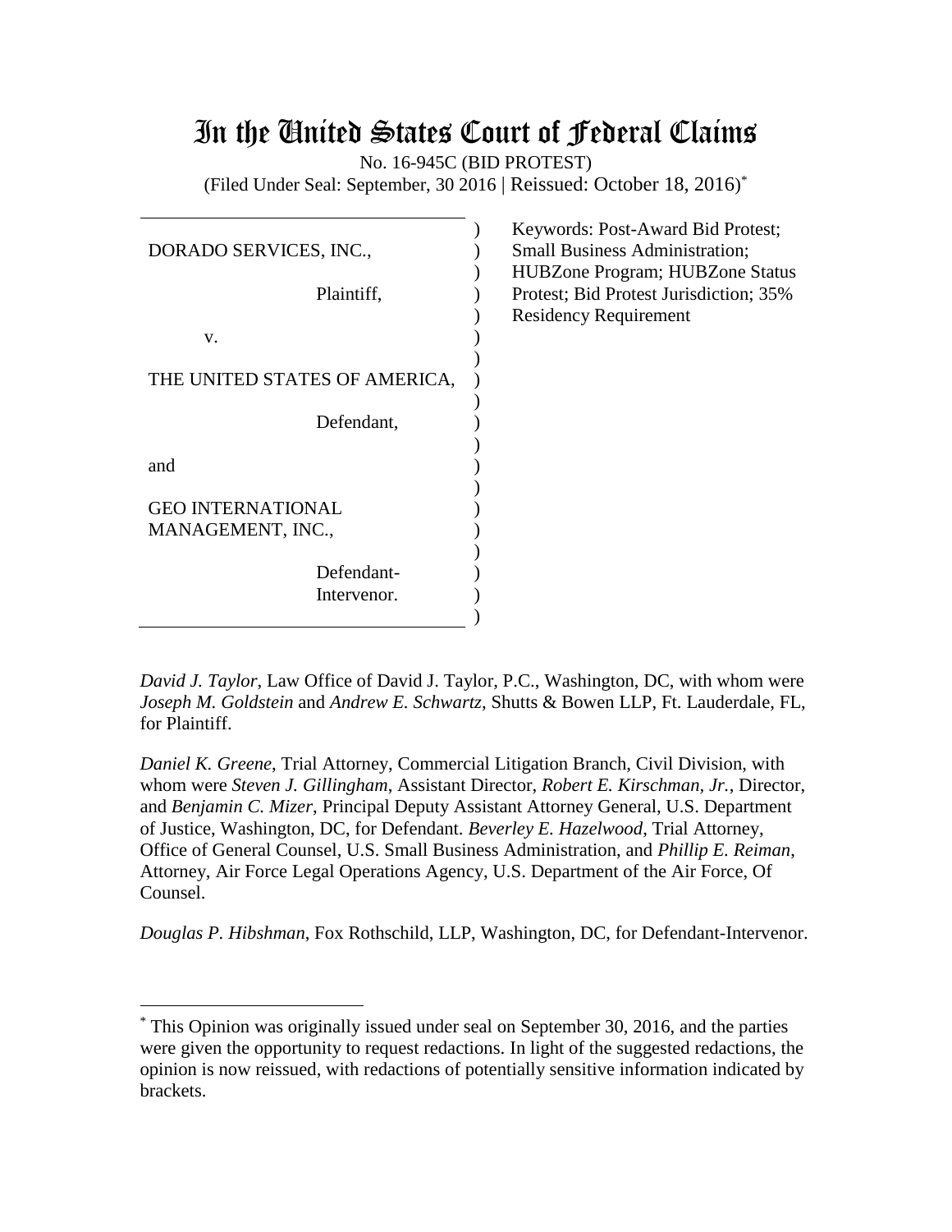# In the United States Court of Federal Claims

No. 16-945C (BID PROTEST)

(Filed Under Seal: September, 30 2016 | Reissued: October 18, 2016)*

DORADO SERVICES, INC.,

Plaintiff,

v.

THE UNITED STATES OF AMERICA,

Defendant,

and

GEO INTERNATIONAL MANAGEMENT, INC.,

Defendant-Intervenor.

Keywords: Post-Award Bid Protest; Small Business Administration; HUBZone Program; HUBZone Status Protest; Bid Protest Jurisdiction; 35% Residency Requirement

*David J. Taylor*, Law Office of David J. Taylor, P.C., Washington, DC, with whom were *Joseph M. Goldstein* and *Andrew E. Schwartz*, Shutts & Bowen LLP, Ft. Lauderdale, FL, for Plaintiff.

*Daniel K. Greene*, Trial Attorney, Commercial Litigation Branch, Civil Division, with whom were *Steven J. Gillingham*, Assistant Director, *Robert E. Kirschman, Jr.*, Director, and *Benjamin C. Mizer*, Principal Deputy Assistant Attorney General, U.S. Department of Justice, Washington, DC, for Defendant. *Beverley E. Hazelwood*, Trial Attorney, Office of General Counsel, U.S. Small Business Administration, and *Phillip E. Reiman*, Attorney, Air Force Legal Operations Agency, U.S. Department of the Air Force, Of Counsel.

*Douglas P. Hibshman*, Fox Rothschild, LLP, Washington, DC, for Defendant-Intervenor.

* This Opinion was originally issued under seal on September 30, 2016, and the parties were given the opportunity to request redactions. In light of the suggested redactions, the opinion is now reissued, with redactions of potentially sensitive information indicated by brackets.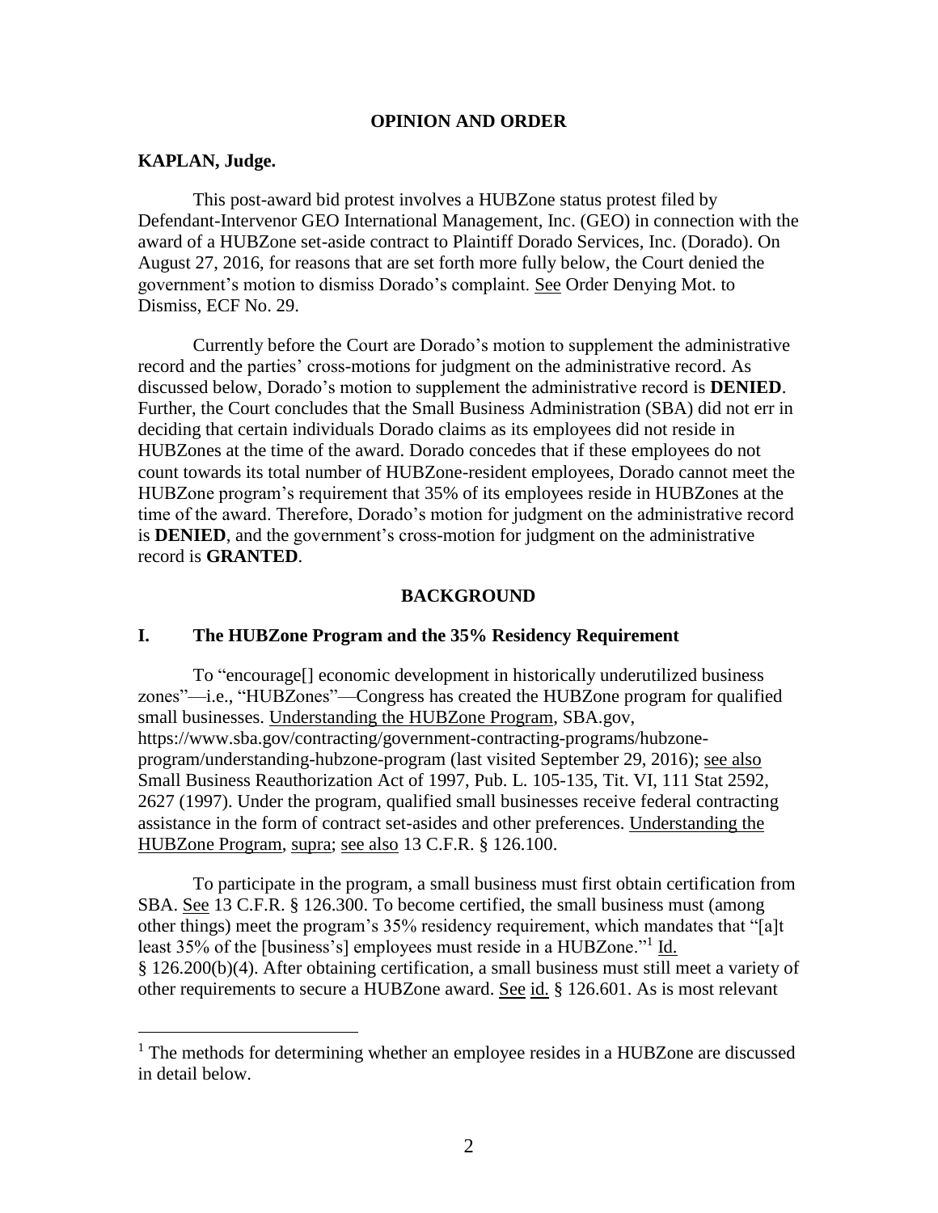## OPINION AND ORDER

**KAPLAN, Judge.**

This post-award bid protest involves a HUBZone status protest filed by Defendant-Intervenor GEO International Management, Inc. (GEO) in connection with the award of a HUBZone set-aside contract to Plaintiff Dorado Services, Inc. (Dorado). On August 27, 2016, for reasons that are set forth more fully below, the Court denied the government's motion to dismiss Dorado's complaint. See Order Denying Mot. to Dismiss, ECF No. 29.

Currently before the Court are Dorado's motion to supplement the administrative record and the parties' cross-motions for judgment on the administrative record. As discussed below, Dorado's motion to supplement the administrative record is **DENIED**. Further, the Court concludes that the Small Business Administration (SBA) did not err in deciding that certain individuals Dorado claims as its employees did not reside in HUBZones at the time of the award. Dorado concedes that if these employees do not count towards its total number of HUBZone-resident employees, Dorado cannot meet the HUBZone program's requirement that 35% of its employees reside in HUBZones at the time of the award. Therefore, Dorado's motion for judgment on the administrative record is **DENIED**, and the government's cross-motion for judgment on the administrative record is **GRANTED**.

## BACKGROUND

### I. The HUBZone Program and the 35% Residency Requirement

To "encourage[] economic development in historically underutilized business zones"—i.e., "HUBZones"—Congress has created the HUBZone program for qualified small businesses. Understanding the HUBZone Program, SBA.gov, https://www.sba.gov/contracting/government-contracting-programs/hubzone-program/understanding-hubzone-program (last visited September 29, 2016); see also Small Business Reauthorization Act of 1997, Pub. L. 105-135, Tit. VI, 111 Stat 2592, 2627 (1997). Under the program, qualified small businesses receive federal contracting assistance in the form of contract set-asides and other preferences. Understanding the HUBZone Program, supra; see also 13 C.F.R. § 126.100.

To participate in the program, a small business must first obtain certification from SBA. See 13 C.F.R. § 126.300. To become certified, the small business must (among other things) meet the program's 35% residency requirement, which mandates that "[a]t least 35% of the [business's] employees must reside in a HUBZone."[1] Id. § 126.200(b)(4). After obtaining certification, a small business must still meet a variety of other requirements to secure a HUBZone award. See id. § 126.601. As is most relevant

[1] The methods for determining whether an employee resides in a HUBZone are discussed in detail below.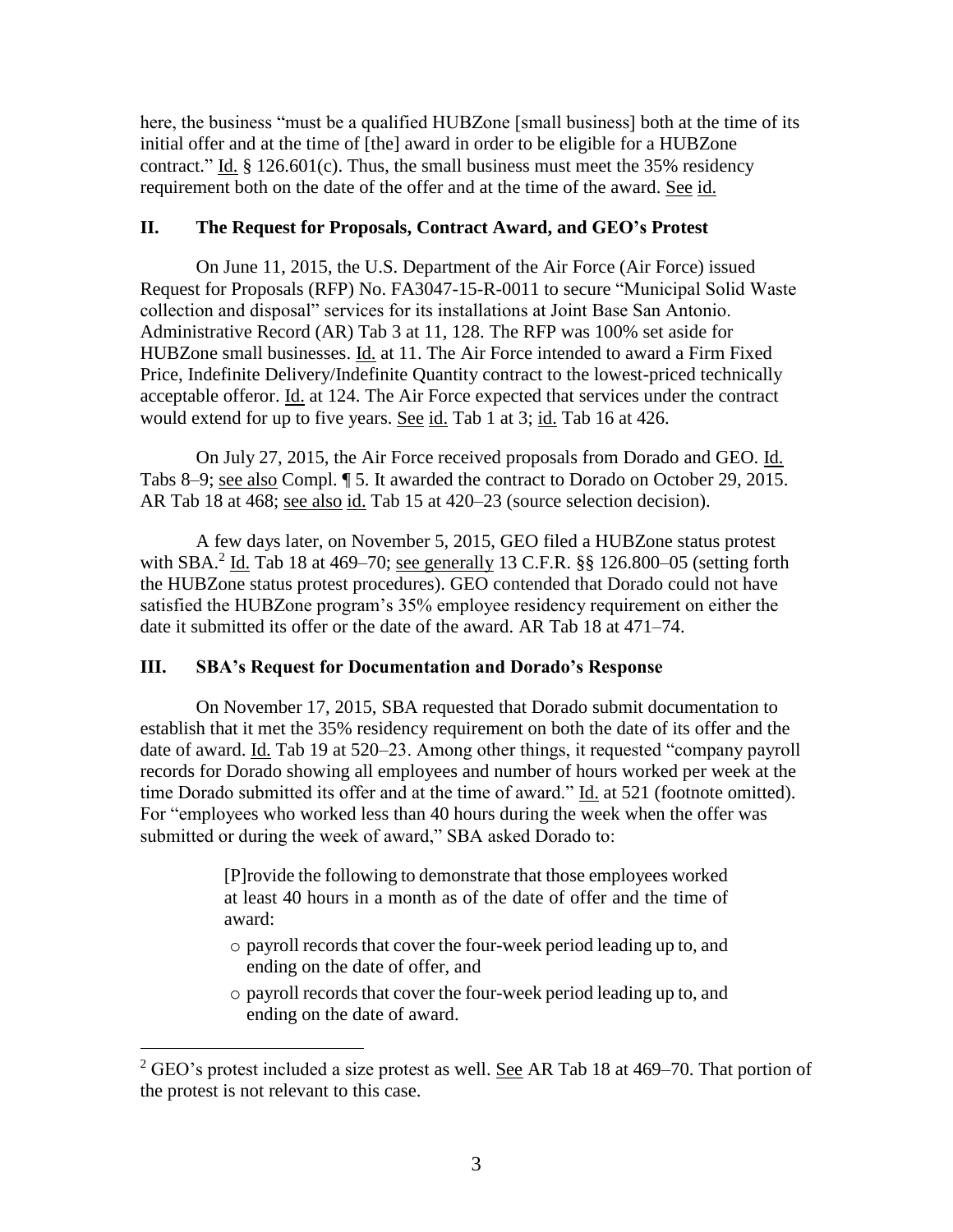here, the business "must be a qualified HUBZone [small business] both at the time of its initial offer and at the time of [the] award in order to be eligible for a HUBZone contract." Id. § 126.601(c). Thus, the small business must meet the 35% residency requirement both on the date of the offer and at the time of the award. See id.

## II. The Request for Proposals, Contract Award, and GEO's Protest

On June 11, 2015, the U.S. Department of the Air Force (Air Force) issued Request for Proposals (RFP) No. FA3047-15-R-0011 to secure "Municipal Solid Waste collection and disposal" services for its installations at Joint Base San Antonio. Administrative Record (AR) Tab 3 at 11, 128. The RFP was 100% set aside for HUBZone small businesses. Id. at 11. The Air Force intended to award a Firm Fixed Price, Indefinite Delivery/Indefinite Quantity contract to the lowest-priced technically acceptable offeror. Id. at 124. The Air Force expected that services under the contract would extend for up to five years. See id. Tab 1 at 3; id. Tab 16 at 426.

On July 27, 2015, the Air Force received proposals from Dorado and GEO. Id. Tabs 8–9; see also Compl. ¶ 5. It awarded the contract to Dorado on October 29, 2015. AR Tab 18 at 468; see also id. Tab 15 at 420–23 (source selection decision).

A few days later, on November 5, 2015, GEO filed a HUBZone status protest with SBA.[2] Id. Tab 18 at 469–70; see generally 13 C.F.R. §§ 126.800–05 (setting forth the HUBZone status protest procedures). GEO contended that Dorado could not have satisfied the HUBZone program's 35% employee residency requirement on either the date it submitted its offer or the date of the award. AR Tab 18 at 471–74.

## III. SBA's Request for Documentation and Dorado's Response

On November 17, 2015, SBA requested that Dorado submit documentation to establish that it met the 35% residency requirement on both the date of its offer and the date of award. Id. Tab 19 at 520–23. Among other things, it requested "company payroll records for Dorado showing all employees and number of hours worked per week at the time Dorado submitted its offer and at the time of award." Id. at 521 (footnote omitted). For "employees who worked less than 40 hours during the week when the offer was submitted or during the week of award," SBA asked Dorado to:

> [P]rovide the following to demonstrate that those employees worked at least 40 hours in a month as of the date of offer and the time of award:
>
> - payroll records that cover the four-week period leading up to, and ending on the date of offer, and
> - payroll records that cover the four-week period leading up to, and ending on the date of award.

---

[2] GEO's protest included a size protest as well. See AR Tab 18 at 469–70. That portion of the protest is not relevant to this case.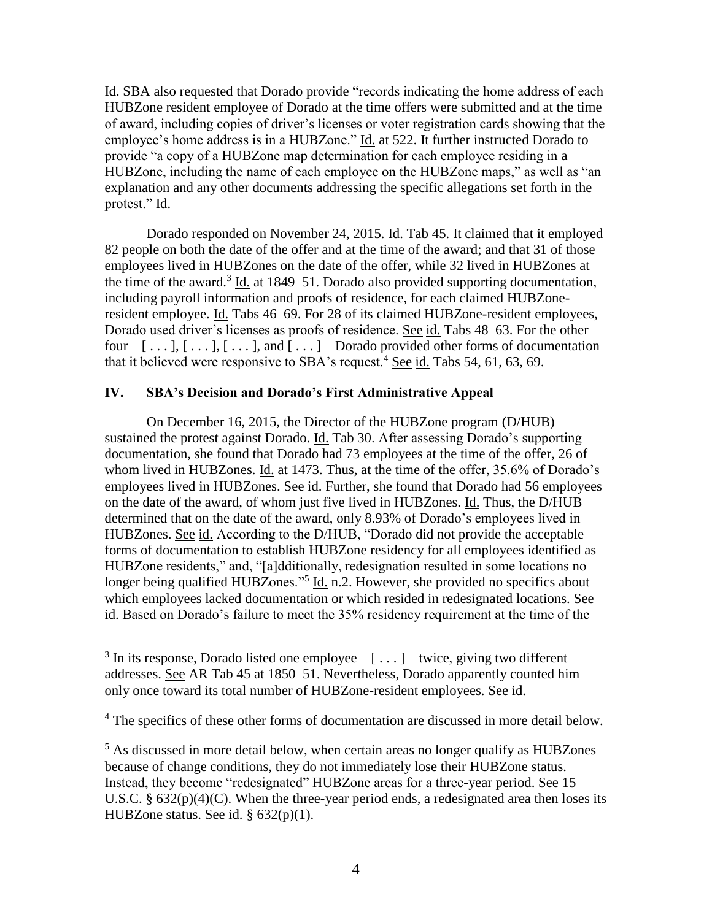Id. SBA also requested that Dorado provide "records indicating the home address of each HUBZone resident employee of Dorado at the time offers were submitted and at the time of award, including copies of driver's licenses or voter registration cards showing that the employee's home address is in a HUBZone." Id. at 522. It further instructed Dorado to provide "a copy of a HUBZone map determination for each employee residing in a HUBZone, including the name of each employee on the HUBZone maps," as well as "an explanation and any other documents addressing the specific allegations set forth in the protest." Id.

Dorado responded on November 24, 2015. Id. Tab 45. It claimed that it employed 82 people on both the date of the offer and at the time of the award; and that 31 of those employees lived in HUBZones on the date of the offer, while 32 lived in HUBZones at the time of the award.[3] Id. at 1849–51. Dorado also provided supporting documentation, including payroll information and proofs of residence, for each claimed HUBZone-resident employee. Id. Tabs 46–69. For 28 of its claimed HUBZone-resident employees, Dorado used driver's licenses as proofs of residence. See id. Tabs 48–63. For the other four—[ . . . ], [ . . . ], [ . . . ], and [ . . . ]—Dorado provided other forms of documentation that it believed were responsive to SBA's request.[4] See id. Tabs 54, 61, 63, 69.

## IV. SBA's Decision and Dorado's First Administrative Appeal

On December 16, 2015, the Director of the HUBZone program (D/HUB) sustained the protest against Dorado. Id. Tab 30. After assessing Dorado's supporting documentation, she found that Dorado had 73 employees at the time of the offer, 26 of whom lived in HUBZones. Id. at 1473. Thus, at the time of the offer, 35.6% of Dorado's employees lived in HUBZones. See id. Further, she found that Dorado had 56 employees on the date of the award, of whom just five lived in HUBZones. Id. Thus, the D/HUB determined that on the date of the award, only 8.93% of Dorado's employees lived in HUBZones. See id. According to the D/HUB, "Dorado did not provide the acceptable forms of documentation to establish HUBZone residency for all employees identified as HUBZone residents," and, "[a]dditionally, redesignation resulted in some locations no longer being qualified HUBZones."[5] Id. n.2. However, she provided no specifics about which employees lacked documentation or which resided in redesignated locations. See id. Based on Dorado's failure to meet the 35% residency requirement at the time of the

---

[3] In its response, Dorado listed one employee—[ . . . ]—twice, giving two different addresses. See AR Tab 45 at 1850–51. Nevertheless, Dorado apparently counted him only once toward its total number of HUBZone-resident employees. See id.

[4] The specifics of these other forms of documentation are discussed in more detail below.

[5] As discussed in more detail below, when certain areas no longer qualify as HUBZones because of change conditions, they do not immediately lose their HUBZone status. Instead, they become "redesignated" HUBZone areas for a three-year period. See 15 U.S.C. § 632(p)(4)(C). When the three-year period ends, a redesignated area then loses its HUBZone status. See id. § 632(p)(1).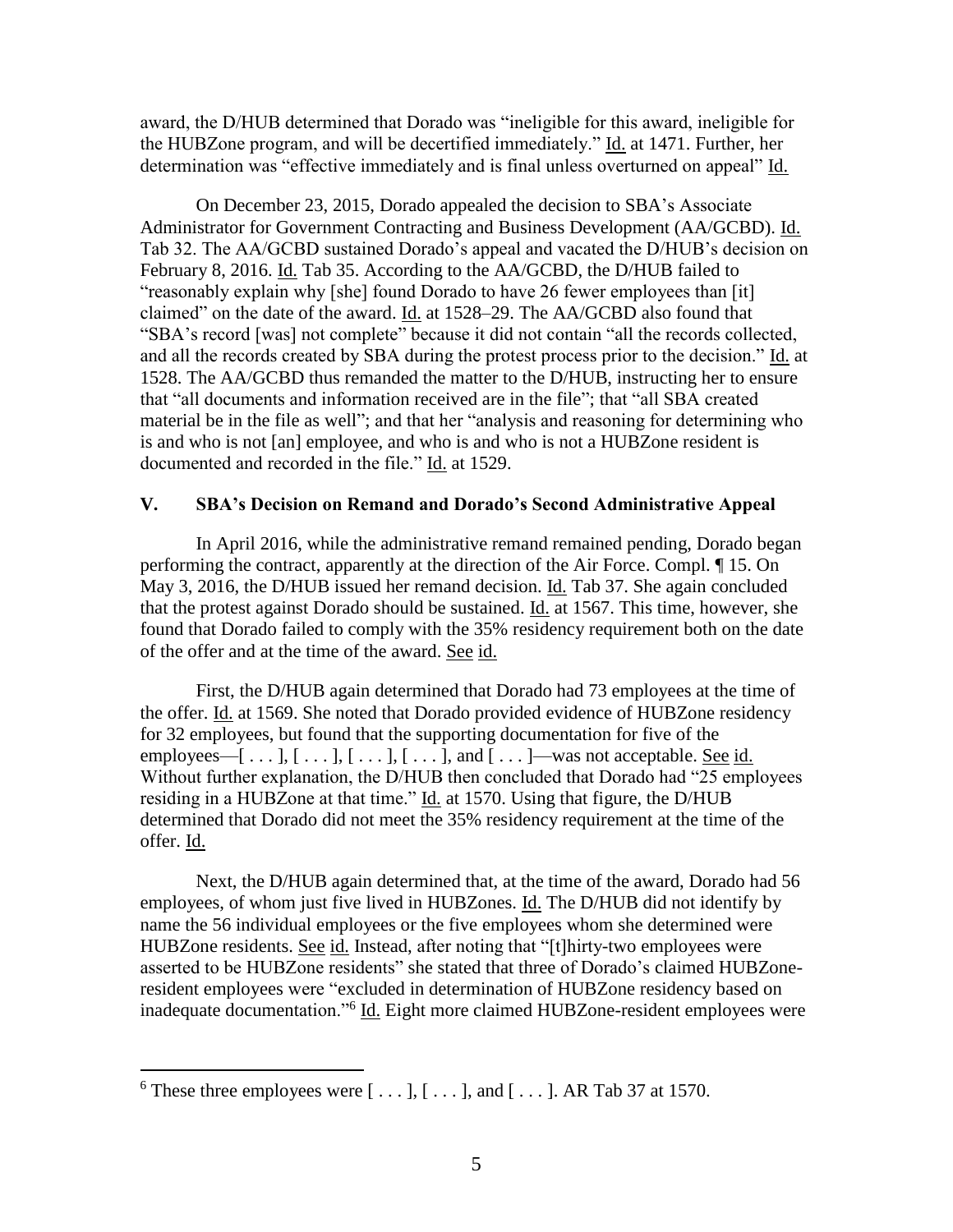award, the D/HUB determined that Dorado was "ineligible for this award, ineligible for the HUBZone program, and will be decertified immediately." Id. at 1471. Further, her determination was "effective immediately and is final unless overturned on appeal" Id.

On December 23, 2015, Dorado appealed the decision to SBA's Associate Administrator for Government Contracting and Business Development (AA/GCBD). Id. Tab 32. The AA/GCBD sustained Dorado's appeal and vacated the D/HUB's decision on February 8, 2016. Id. Tab 35. According to the AA/GCBD, the D/HUB failed to "reasonably explain why [she] found Dorado to have 26 fewer employees than [it] claimed" on the date of the award. Id. at 1528–29. The AA/GCBD also found that "SBA's record [was] not complete" because it did not contain "all the records collected, and all the records created by SBA during the protest process prior to the decision." Id. at 1528. The AA/GCBD thus remanded the matter to the D/HUB, instructing her to ensure that "all documents and information received are in the file"; that "all SBA created material be in the file as well"; and that her "analysis and reasoning for determining who is and who is not [an] employee, and who is and who is not a HUBZone resident is documented and recorded in the file." Id. at 1529.

## V. SBA's Decision on Remand and Dorado's Second Administrative Appeal

In April 2016, while the administrative remand remained pending, Dorado began performing the contract, apparently at the direction of the Air Force. Compl. ¶ 15. On May 3, 2016, the D/HUB issued her remand decision. Id. Tab 37. She again concluded that the protest against Dorado should be sustained. Id. at 1567. This time, however, she found that Dorado failed to comply with the 35% residency requirement both on the date of the offer and at the time of the award. See id.

First, the D/HUB again determined that Dorado had 73 employees at the time of the offer. Id. at 1569. She noted that Dorado provided evidence of HUBZone residency for 32 employees, but found that the supporting documentation for five of the employees—[ . . . ], [ . . . ], [ . . . ], [ . . . ], and [ . . . ]—was not acceptable. See id. Without further explanation, the D/HUB then concluded that Dorado had "25 employees residing in a HUBZone at that time." Id. at 1570. Using that figure, the D/HUB determined that Dorado did not meet the 35% residency requirement at the time of the offer. Id.

Next, the D/HUB again determined that, at the time of the award, Dorado had 56 employees, of whom just five lived in HUBZones. Id. The D/HUB did not identify by name the 56 individual employees or the five employees whom she determined were HUBZone residents. See id. Instead, after noting that "[t]hirty-two employees were asserted to be HUBZone residents" she stated that three of Dorado's claimed HUBZone-resident employees were "excluded in determination of HUBZone residency based on inadequate documentation."[6] Id. Eight more claimed HUBZone-resident employees were

[6] These three employees were [ . . . ], [ . . . ], and [ . . . ]. AR Tab 37 at 1570.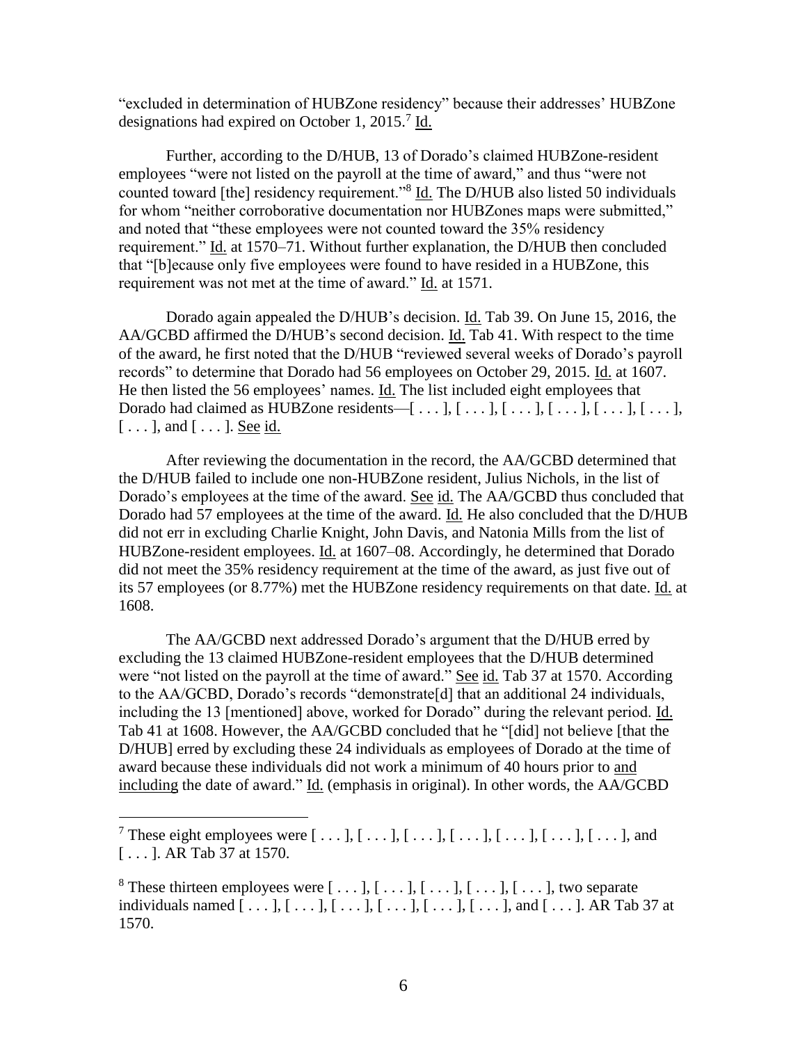"excluded in determination of HUBZone residency" because their addresses' HUBZone designations had expired on October 1, 2015.[7] Id.

Further, according to the D/HUB, 13 of Dorado's claimed HUBZone-resident employees "were not listed on the payroll at the time of award," and thus "were not counted toward [the] residency requirement."[8] Id. The D/HUB also listed 50 individuals for whom "neither corroborative documentation nor HUBZones maps were submitted," and noted that "these employees were not counted toward the 35% residency requirement." Id. at 1570–71. Without further explanation, the D/HUB then concluded that "[b]ecause only five employees were found to have resided in a HUBZone, this requirement was not met at the time of award." Id. at 1571.

Dorado again appealed the D/HUB's decision. Id. Tab 39. On June 15, 2016, the AA/GCBD affirmed the D/HUB's second decision. Id. Tab 41. With respect to the time of the award, he first noted that the D/HUB "reviewed several weeks of Dorado's payroll records" to determine that Dorado had 56 employees on October 29, 2015. Id. at 1607. He then listed the 56 employees' names. Id. The list included eight employees that Dorado had claimed as HUBZone residents—[ . . . ], [ . . . ], [ . . . ], [ . . . ], [ . . . ], [ . . . ], [ . . . ], and [ . . . ]. See id.

After reviewing the documentation in the record, the AA/GCBD determined that the D/HUB failed to include one non-HUBZone resident, Julius Nichols, in the list of Dorado's employees at the time of the award. See id. The AA/GCBD thus concluded that Dorado had 57 employees at the time of the award. Id. He also concluded that the D/HUB did not err in excluding Charlie Knight, John Davis, and Natonia Mills from the list of HUBZone-resident employees. Id. at 1607–08. Accordingly, he determined that Dorado did not meet the 35% residency requirement at the time of the award, as just five out of its 57 employees (or 8.77%) met the HUBZone residency requirements on that date. Id. at 1608.

The AA/GCBD next addressed Dorado's argument that the D/HUB erred by excluding the 13 claimed HUBZone-resident employees that the D/HUB determined were "not listed on the payroll at the time of award." See id. Tab 37 at 1570. According to the AA/GCBD, Dorado's records "demonstrate[d] that an additional 24 individuals, including the 13 [mentioned] above, worked for Dorado" during the relevant period. Id. Tab 41 at 1608. However, the AA/GCBD concluded that he "[did] not believe [that the D/HUB] erred by excluding these 24 individuals as employees of Dorado at the time of award because these individuals did not work a minimum of 40 hours prior to and including the date of award." Id. (emphasis in original). In other words, the AA/GCBD

---

[7] These eight employees were [ . . . ], [ . . . ], [ . . . ], [ . . . ], [ . . . ], [ . . . ], [ . . . ], and [ . . . ]. AR Tab 37 at 1570.

[8] These thirteen employees were [ . . . ], [ . . . ], [ . . . ], [ . . . ], [ . . . ], two separate individuals named [ . . . ], [ . . . ], [ . . . ], [ . . . ], [ . . . ], [ . . . ], and [ . . . ]. AR Tab 37 at 1570.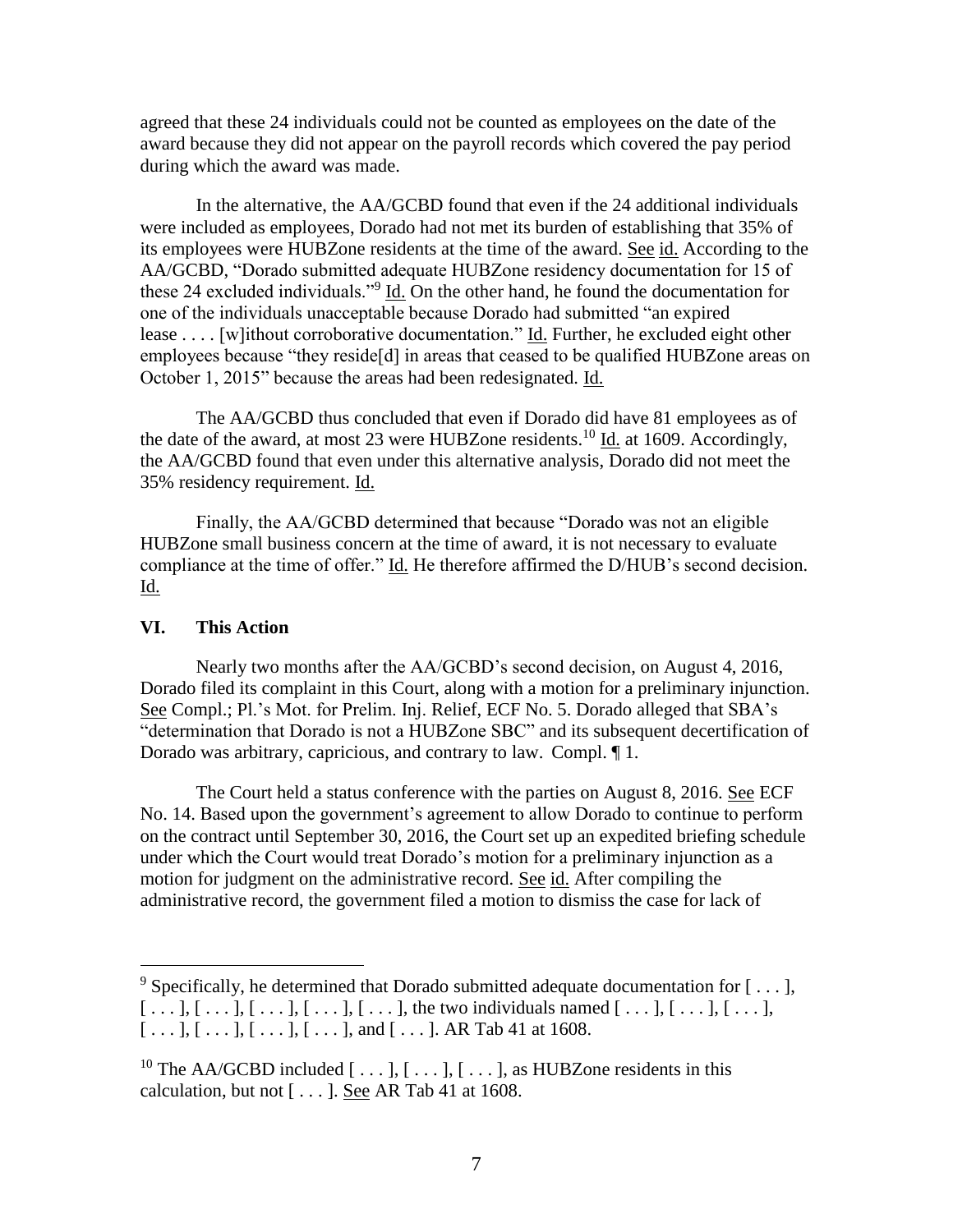agreed that these 24 individuals could not be counted as employees on the date of the award because they did not appear on the payroll records which covered the pay period during which the award was made.

In the alternative, the AA/GCBD found that even if the 24 additional individuals were included as employees, Dorado had not met its burden of establishing that 35% of its employees were HUBZone residents at the time of the award. See id. According to the AA/GCBD, "Dorado submitted adequate HUBZone residency documentation for 15 of these 24 excluded individuals."[9] Id. On the other hand, he found the documentation for one of the individuals unacceptable because Dorado had submitted "an expired lease . . . . [w]ithout corroborative documentation." Id. Further, he excluded eight other employees because "they reside[d] in areas that ceased to be qualified HUBZone areas on October 1, 2015" because the areas had been redesignated. Id.

The AA/GCBD thus concluded that even if Dorado did have 81 employees as of the date of the award, at most 23 were HUBZone residents.[10] Id. at 1609. Accordingly, the AA/GCBD found that even under this alternative analysis, Dorado did not meet the 35% residency requirement. Id.

Finally, the AA/GCBD determined that because "Dorado was not an eligible HUBZone small business concern at the time of award, it is not necessary to evaluate compliance at the time of offer." Id. He therefore affirmed the D/HUB's second decision. Id.

## VI. This Action

Nearly two months after the AA/GCBD's second decision, on August 4, 2016, Dorado filed its complaint in this Court, along with a motion for a preliminary injunction. See Compl.; Pl.'s Mot. for Prelim. Inj. Relief, ECF No. 5. Dorado alleged that SBA's "determination that Dorado is not a HUBZone SBC" and its subsequent decertification of Dorado was arbitrary, capricious, and contrary to law. Compl. ¶ 1.

The Court held a status conference with the parties on August 8, 2016. See ECF No. 14. Based upon the government's agreement to allow Dorado to continue to perform on the contract until September 30, 2016, the Court set up an expedited briefing schedule under which the Court would treat Dorado's motion for a preliminary injunction as a motion for judgment on the administrative record. See id. After compiling the administrative record, the government filed a motion to dismiss the case for lack of

---

[9] Specifically, he determined that Dorado submitted adequate documentation for [ . . . ], [ . . . ], [ . . . ], [ . . . ], [ . . . ], [ . . . ], the two individuals named [ . . . ], [ . . . ], [ . . . ], [ . . . ], [ . . . ], [ . . . ], [ . . . ], and [ . . . ]. AR Tab 41 at 1608.

[10] The AA/GCBD included [ . . . ], [ . . . ], [ . . . ], as HUBZone residents in this calculation, but not [ . . . ]. See AR Tab 41 at 1608.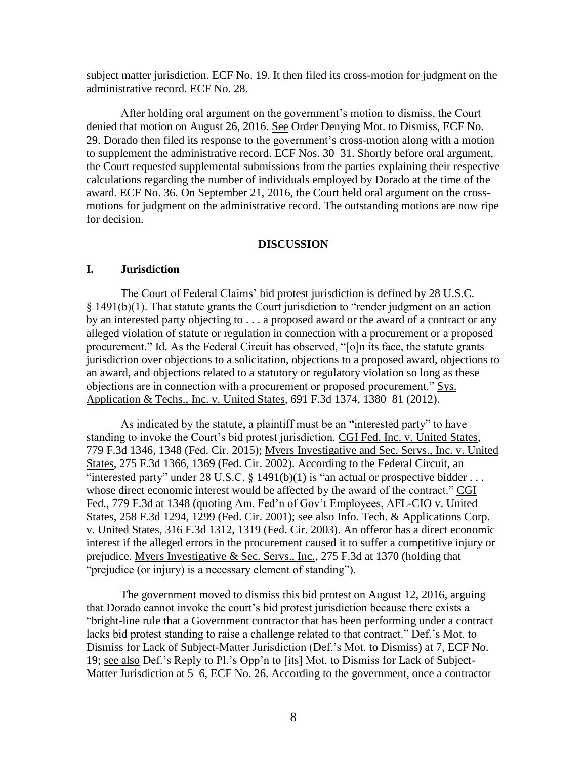subject matter jurisdiction. ECF No. 19. It then filed its cross-motion for judgment on the administrative record. ECF No. 28.

After holding oral argument on the government's motion to dismiss, the Court denied that motion on August 26, 2016. See Order Denying Mot. to Dismiss, ECF No. 29. Dorado then filed its response to the government's cross-motion along with a motion to supplement the administrative record. ECF Nos. 30–31. Shortly before oral argument, the Court requested supplemental submissions from the parties explaining their respective calculations regarding the number of individuals employed by Dorado at the time of the award. ECF No. 36. On September 21, 2016, the Court held oral argument on the cross-motions for judgment on the administrative record. The outstanding motions are now ripe for decision.

## DISCUSSION

### I. Jurisdiction

The Court of Federal Claims' bid protest jurisdiction is defined by 28 U.S.C. § 1491(b)(1). That statute grants the Court jurisdiction to "render judgment on an action by an interested party objecting to . . . a proposed award or the award of a contract or any alleged violation of statute or regulation in connection with a procurement or a proposed procurement." Id. As the Federal Circuit has observed, "[o]n its face, the statute grants jurisdiction over objections to a solicitation, objections to a proposed award, objections to an award, and objections related to a statutory or regulatory violation so long as these objections are in connection with a procurement or proposed procurement." Sys. Application & Techs., Inc. v. United States, 691 F.3d 1374, 1380–81 (2012).

As indicated by the statute, a plaintiff must be an "interested party" to have standing to invoke the Court's bid protest jurisdiction. CGI Fed. Inc. v. United States, 779 F.3d 1346, 1348 (Fed. Cir. 2015); Myers Investigative and Sec. Servs., Inc. v. United States, 275 F.3d 1366, 1369 (Fed. Cir. 2002). According to the Federal Circuit, an "interested party" under 28 U.S.C. § 1491(b)(1) is "an actual or prospective bidder . . . whose direct economic interest would be affected by the award of the contract." CGI Fed., 779 F.3d at 1348 (quoting Am. Fed'n of Gov't Employees, AFL-CIO v. United States, 258 F.3d 1294, 1299 (Fed. Cir. 2001); see also Info. Tech. & Applications Corp. v. United States, 316 F.3d 1312, 1319 (Fed. Cir. 2003). An offeror has a direct economic interest if the alleged errors in the procurement caused it to suffer a competitive injury or prejudice. Myers Investigative & Sec. Servs., Inc., 275 F.3d at 1370 (holding that "prejudice (or injury) is a necessary element of standing").

The government moved to dismiss this bid protest on August 12, 2016, arguing that Dorado cannot invoke the court's bid protest jurisdiction because there exists a "bright-line rule that a Government contractor that has been performing under a contract lacks bid protest standing to raise a challenge related to that contract." Def.'s Mot. to Dismiss for Lack of Subject-Matter Jurisdiction (Def.'s Mot. to Dismiss) at 7, ECF No. 19; see also Def.'s Reply to Pl.'s Opp'n to [its] Mot. to Dismiss for Lack of Subject-Matter Jurisdiction at 5–6, ECF No. 26. According to the government, once a contractor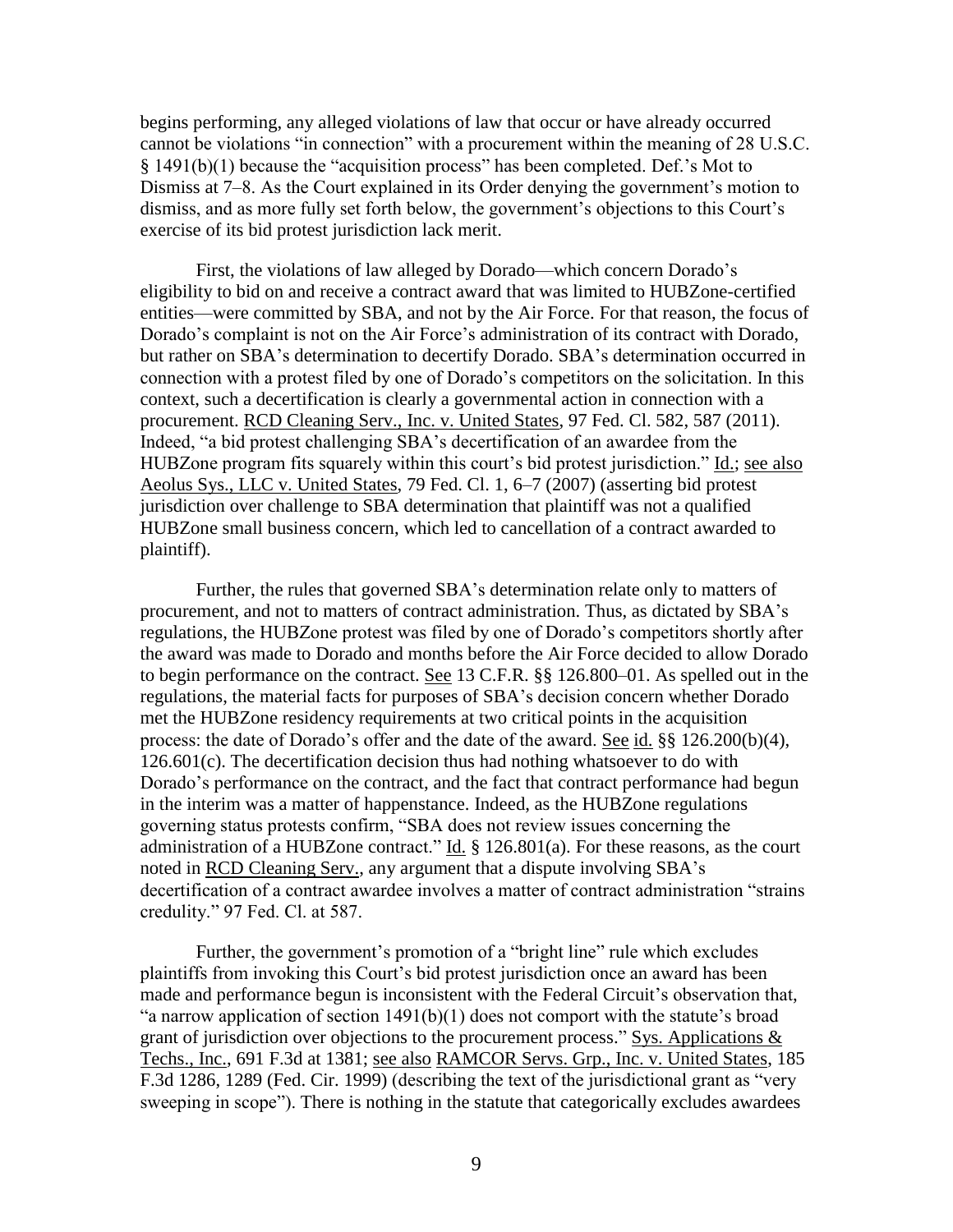begins performing, any alleged violations of law that occur or have already occurred cannot be violations "in connection" with a procurement within the meaning of 28 U.S.C. § 1491(b)(1) because the "acquisition process" has been completed. Def.'s Mot to Dismiss at 7–8. As the Court explained in its Order denying the government's motion to dismiss, and as more fully set forth below, the government's objections to this Court's exercise of its bid protest jurisdiction lack merit.

First, the violations of law alleged by Dorado—which concern Dorado's eligibility to bid on and receive a contract award that was limited to HUBZone-certified entities—were committed by SBA, and not by the Air Force. For that reason, the focus of Dorado's complaint is not on the Air Force's administration of its contract with Dorado, but rather on SBA's determination to decertify Dorado. SBA's determination occurred in connection with a protest filed by one of Dorado's competitors on the solicitation. In this context, such a decertification is clearly a governmental action in connection with a procurement. RCD Cleaning Serv., Inc. v. United States, 97 Fed. Cl. 582, 587 (2011). Indeed, "a bid protest challenging SBA's decertification of an awardee from the HUBZone program fits squarely within this court's bid protest jurisdiction." Id.; see also Aeolus Sys., LLC v. United States, 79 Fed. Cl. 1, 6–7 (2007) (asserting bid protest jurisdiction over challenge to SBA determination that plaintiff was not a qualified HUBZone small business concern, which led to cancellation of a contract awarded to plaintiff).

Further, the rules that governed SBA's determination relate only to matters of procurement, and not to matters of contract administration. Thus, as dictated by SBA's regulations, the HUBZone protest was filed by one of Dorado's competitors shortly after the award was made to Dorado and months before the Air Force decided to allow Dorado to begin performance on the contract. See 13 C.F.R. §§ 126.800–01. As spelled out in the regulations, the material facts for purposes of SBA's decision concern whether Dorado met the HUBZone residency requirements at two critical points in the acquisition process: the date of Dorado's offer and the date of the award. See id. §§ 126.200(b)(4), 126.601(c). The decertification decision thus had nothing whatsoever to do with Dorado's performance on the contract, and the fact that contract performance had begun in the interim was a matter of happenstance. Indeed, as the HUBZone regulations governing status protests confirm, "SBA does not review issues concerning the administration of a HUBZone contract." Id. § 126.801(a). For these reasons, as the court noted in RCD Cleaning Serv., any argument that a dispute involving SBA's decertification of a contract awardee involves a matter of contract administration "strains credulity." 97 Fed. Cl. at 587.

Further, the government's promotion of a "bright line" rule which excludes plaintiffs from invoking this Court's bid protest jurisdiction once an award has been made and performance begun is inconsistent with the Federal Circuit's observation that, "a narrow application of section 1491(b)(1) does not comport with the statute's broad grant of jurisdiction over objections to the procurement process." Sys. Applications & Techs., Inc., 691 F.3d at 1381; see also RAMCOR Servs. Grp., Inc. v. United States, 185 F.3d 1286, 1289 (Fed. Cir. 1999) (describing the text of the jurisdictional grant as "very sweeping in scope"). There is nothing in the statute that categorically excludes awardees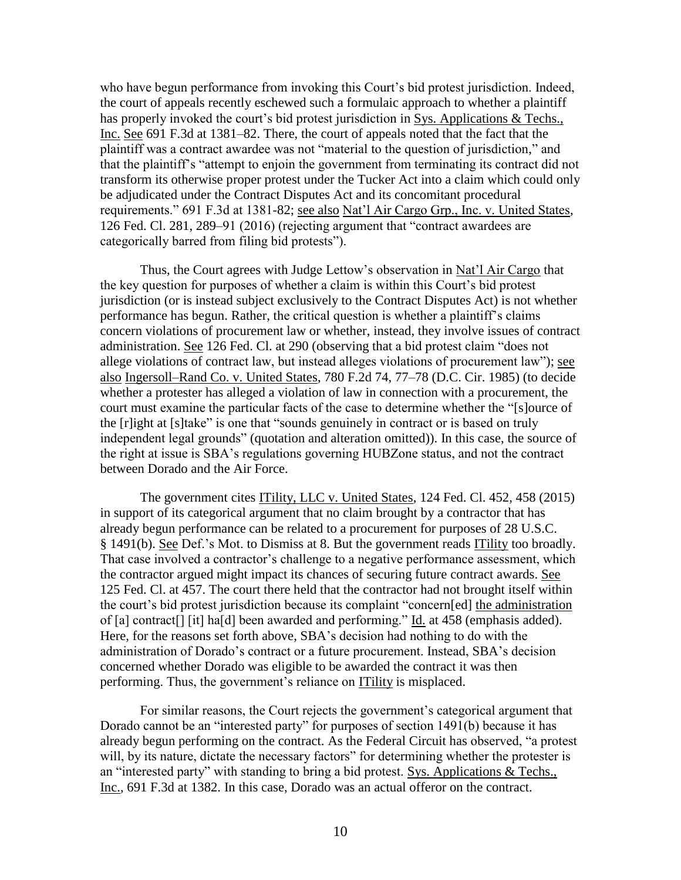who have begun performance from invoking this Court's bid protest jurisdiction. Indeed, the court of appeals recently eschewed such a formulaic approach to whether a plaintiff has properly invoked the court's bid protest jurisdiction in Sys. Applications & Techs., Inc. See 691 F.3d at 1381–82. There, the court of appeals noted that the fact that the plaintiff was a contract awardee was not "material to the question of jurisdiction," and that the plaintiff's "attempt to enjoin the government from terminating its contract did not transform its otherwise proper protest under the Tucker Act into a claim which could only be adjudicated under the Contract Disputes Act and its concomitant procedural requirements." 691 F.3d at 1381-82; see also Nat'l Air Cargo Grp., Inc. v. United States, 126 Fed. Cl. 281, 289–91 (2016) (rejecting argument that "contract awardees are categorically barred from filing bid protests").

Thus, the Court agrees with Judge Lettow's observation in Nat'l Air Cargo that the key question for purposes of whether a claim is within this Court's bid protest jurisdiction (or is instead subject exclusively to the Contract Disputes Act) is not whether performance has begun. Rather, the critical question is whether a plaintiff's claims concern violations of procurement law or whether, instead, they involve issues of contract administration. See 126 Fed. Cl. at 290 (observing that a bid protest claim "does not allege violations of contract law, but instead alleges violations of procurement law"); see also Ingersoll–Rand Co. v. United States, 780 F.2d 74, 77–78 (D.C. Cir. 1985) (to decide whether a protester has alleged a violation of law in connection with a procurement, the court must examine the particular facts of the case to determine whether the "[s]ource of the [r]ight at [s]take" is one that "sounds genuinely in contract or is based on truly independent legal grounds" (quotation and alteration omitted)). In this case, the source of the right at issue is SBA's regulations governing HUBZone status, and not the contract between Dorado and the Air Force.

The government cites ITility, LLC v. United States, 124 Fed. Cl. 452, 458 (2015) in support of its categorical argument that no claim brought by a contractor that has already begun performance can be related to a procurement for purposes of 28 U.S.C. § 1491(b). See Def.'s Mot. to Dismiss at 8. But the government reads ITility too broadly. That case involved a contractor's challenge to a negative performance assessment, which the contractor argued might impact its chances of securing future contract awards. See 125 Fed. Cl. at 457. The court there held that the contractor had not brought itself within the court's bid protest jurisdiction because its complaint "concern[ed] the administration of [a] contract[] [it] ha[d] been awarded and performing." Id. at 458 (emphasis added). Here, for the reasons set forth above, SBA's decision had nothing to do with the administration of Dorado's contract or a future procurement. Instead, SBA's decision concerned whether Dorado was eligible to be awarded the contract it was then performing. Thus, the government's reliance on ITility is misplaced.

For similar reasons, the Court rejects the government's categorical argument that Dorado cannot be an "interested party" for purposes of section 1491(b) because it has already begun performing on the contract. As the Federal Circuit has observed, "a protest will, by its nature, dictate the necessary factors" for determining whether the protester is an "interested party" with standing to bring a bid protest. Sys. Applications & Techs., Inc., 691 F.3d at 1382. In this case, Dorado was an actual offeror on the contract.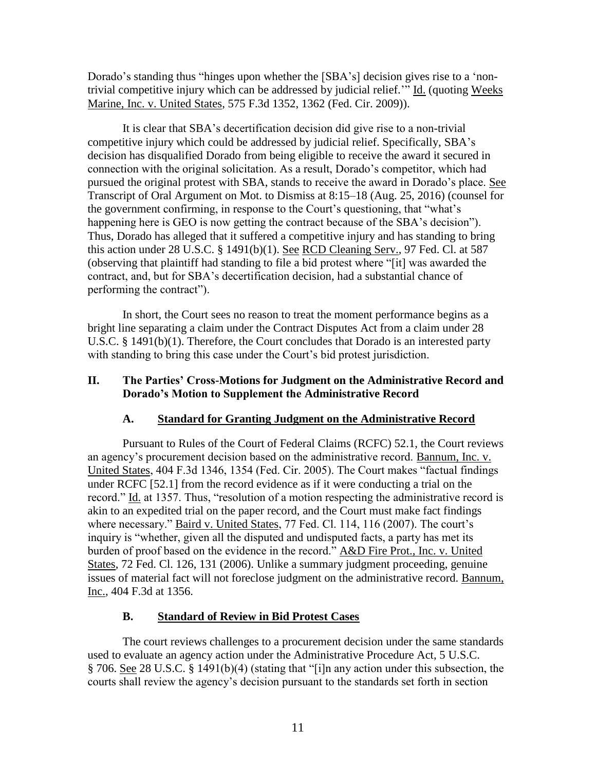Dorado's standing thus "hinges upon whether the [SBA's] decision gives rise to a 'non-trivial competitive injury which can be addressed by judicial relief.'" Id. (quoting Weeks Marine, Inc. v. United States, 575 F.3d 1352, 1362 (Fed. Cir. 2009)).

It is clear that SBA's decertification decision did give rise to a non-trivial competitive injury which could be addressed by judicial relief. Specifically, SBA's decision has disqualified Dorado from being eligible to receive the award it secured in connection with the original solicitation. As a result, Dorado's competitor, which had pursued the original protest with SBA, stands to receive the award in Dorado's place. See Transcript of Oral Argument on Mot. to Dismiss at 8:15–18 (Aug. 25, 2016) (counsel for the government confirming, in response to the Court's questioning, that "what's happening here is GEO is now getting the contract because of the SBA's decision"). Thus, Dorado has alleged that it suffered a competitive injury and has standing to bring this action under 28 U.S.C. § 1491(b)(1). See RCD Cleaning Serv., 97 Fed. Cl. at 587 (observing that plaintiff had standing to file a bid protest where "[it] was awarded the contract, and, but for SBA's decertification decision, had a substantial chance of performing the contract").

In short, the Court sees no reason to treat the moment performance begins as a bright line separating a claim under the Contract Disputes Act from a claim under 28 U.S.C. § 1491(b)(1). Therefore, the Court concludes that Dorado is an interested party with standing to bring this case under the Court's bid protest jurisdiction.

## II. The Parties' Cross-Motions for Judgment on the Administrative Record and Dorado's Motion to Supplement the Administrative Record

### A. Standard for Granting Judgment on the Administrative Record

Pursuant to Rules of the Court of Federal Claims (RCFC) 52.1, the Court reviews an agency's procurement decision based on the administrative record. Bannum, Inc. v. United States, 404 F.3d 1346, 1354 (Fed. Cir. 2005). The Court makes "factual findings under RCFC [52.1] from the record evidence as if it were conducting a trial on the record." Id. at 1357. Thus, "resolution of a motion respecting the administrative record is akin to an expedited trial on the paper record, and the Court must make fact findings where necessary." Baird v. United States, 77 Fed. Cl. 114, 116 (2007). The court's inquiry is "whether, given all the disputed and undisputed facts, a party has met its burden of proof based on the evidence in the record." A&D Fire Prot., Inc. v. United States, 72 Fed. Cl. 126, 131 (2006). Unlike a summary judgment proceeding, genuine issues of material fact will not foreclose judgment on the administrative record. Bannum, Inc., 404 F.3d at 1356.

### B. Standard of Review in Bid Protest Cases

The court reviews challenges to a procurement decision under the same standards used to evaluate an agency action under the Administrative Procedure Act, 5 U.S.C. § 706. See 28 U.S.C. § 1491(b)(4) (stating that "[i]n any action under this subsection, the courts shall review the agency's decision pursuant to the standards set forth in section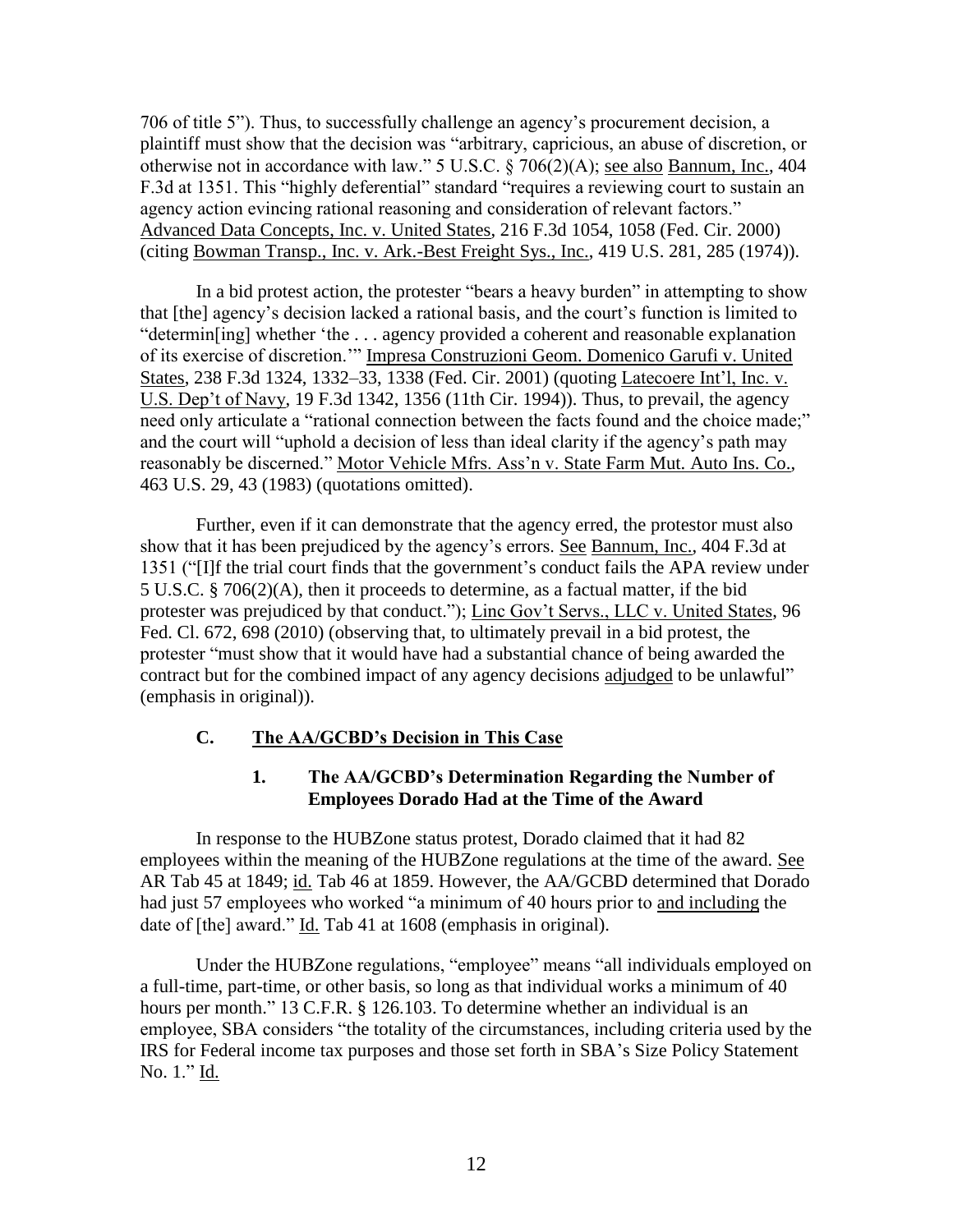706 of title 5"). Thus, to successfully challenge an agency's procurement decision, a plaintiff must show that the decision was "arbitrary, capricious, an abuse of discretion, or otherwise not in accordance with law." 5 U.S.C. § 706(2)(A); see also Bannum, Inc., 404 F.3d at 1351. This "highly deferential" standard "requires a reviewing court to sustain an agency action evincing rational reasoning and consideration of relevant factors." Advanced Data Concepts, Inc. v. United States, 216 F.3d 1054, 1058 (Fed. Cir. 2000) (citing Bowman Transp., Inc. v. Ark.-Best Freight Sys., Inc., 419 U.S. 281, 285 (1974)).

In a bid protest action, the protester "bears a heavy burden" in attempting to show that [the] agency's decision lacked a rational basis, and the court's function is limited to "determin[ing] whether 'the . . . agency provided a coherent and reasonable explanation of its exercise of discretion.'" Impresa Construzioni Geom. Domenico Garufi v. United States, 238 F.3d 1324, 1332–33, 1338 (Fed. Cir. 2001) (quoting Latecoere Int'l, Inc. v. U.S. Dep't of Navy, 19 F.3d 1342, 1356 (11th Cir. 1994)). Thus, to prevail, the agency need only articulate a "rational connection between the facts found and the choice made;" and the court will "uphold a decision of less than ideal clarity if the agency's path may reasonably be discerned." Motor Vehicle Mfrs. Ass'n v. State Farm Mut. Auto Ins. Co., 463 U.S. 29, 43 (1983) (quotations omitted).

Further, even if it can demonstrate that the agency erred, the protestor must also show that it has been prejudiced by the agency's errors. See Bannum, Inc., 404 F.3d at 1351 ("[I]f the trial court finds that the government's conduct fails the APA review under 5 U.S.C. § 706(2)(A), then it proceeds to determine, as a factual matter, if the bid protester was prejudiced by that conduct."); Linc Gov't Servs., LLC v. United States, 96 Fed. Cl. 672, 698 (2010) (observing that, to ultimately prevail in a bid protest, the protester "must show that it would have had a substantial chance of being awarded the contract but for the combined impact of any agency decisions adjudged to be unlawful" (emphasis in original)).

## C. The AA/GCBD's Decision in This Case

### 1. The AA/GCBD's Determination Regarding the Number of Employees Dorado Had at the Time of the Award

In response to the HUBZone status protest, Dorado claimed that it had 82 employees within the meaning of the HUBZone regulations at the time of the award. See AR Tab 45 at 1849; id. Tab 46 at 1859. However, the AA/GCBD determined that Dorado had just 57 employees who worked "a minimum of 40 hours prior to and including the date of [the] award." Id. Tab 41 at 1608 (emphasis in original).

Under the HUBZone regulations, "employee" means "all individuals employed on a full-time, part-time, or other basis, so long as that individual works a minimum of 40 hours per month." 13 C.F.R. § 126.103. To determine whether an individual is an employee, SBA considers "the totality of the circumstances, including criteria used by the IRS for Federal income tax purposes and those set forth in SBA's Size Policy Statement No. 1." Id.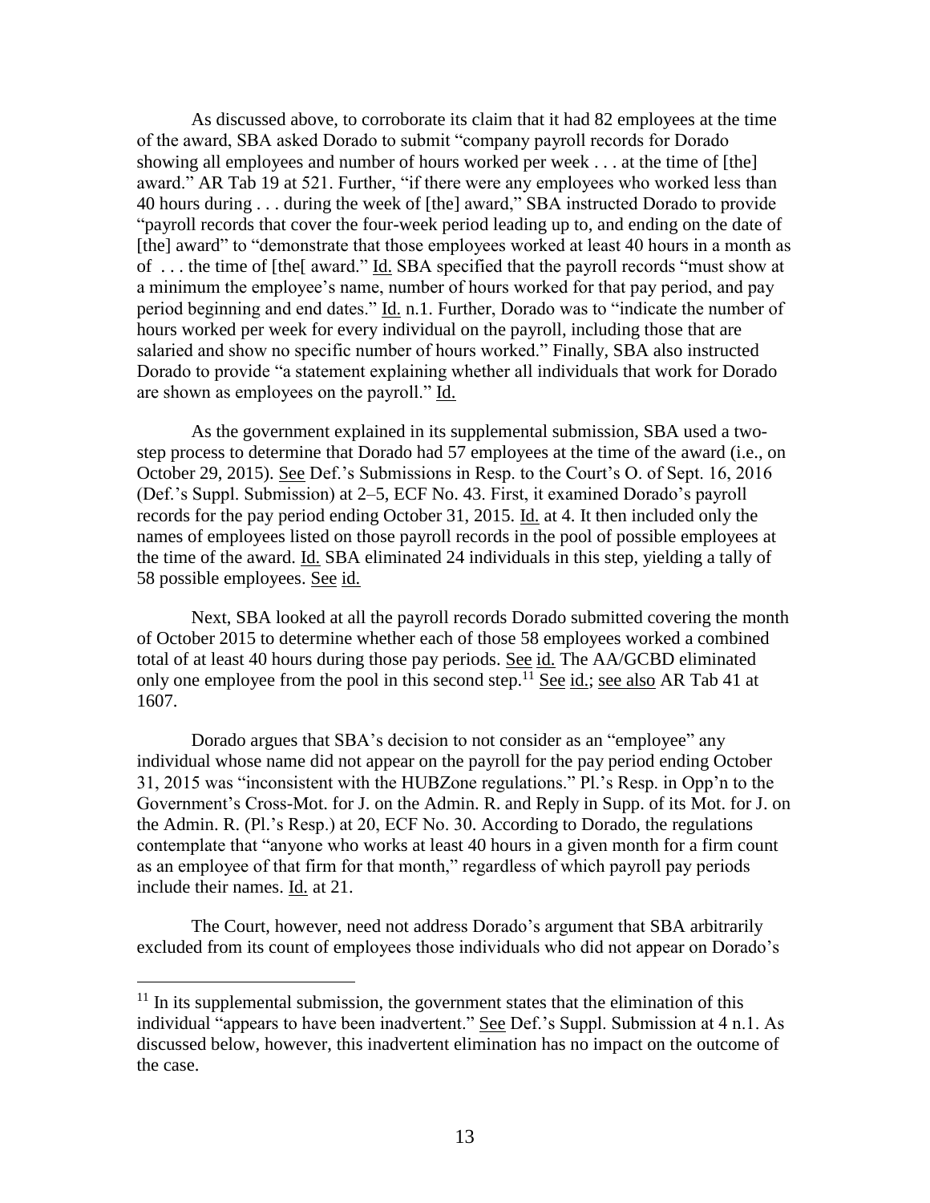As discussed above, to corroborate its claim that it had 82 employees at the time of the award, SBA asked Dorado to submit "company payroll records for Dorado showing all employees and number of hours worked per week . . . at the time of [the] award." AR Tab 19 at 521. Further, "if there were any employees who worked less than 40 hours during . . . during the week of [the] award," SBA instructed Dorado to provide "payroll records that cover the four-week period leading up to, and ending on the date of [the] award" to "demonstrate that those employees worked at least 40 hours in a month as of . . . the time of [the[ award." Id. SBA specified that the payroll records "must show at a minimum the employee's name, number of hours worked for that pay period, and pay period beginning and end dates." Id. n.1. Further, Dorado was to "indicate the number of hours worked per week for every individual on the payroll, including those that are salaried and show no specific number of hours worked." Finally, SBA also instructed Dorado to provide "a statement explaining whether all individuals that work for Dorado are shown as employees on the payroll." Id.

As the government explained in its supplemental submission, SBA used a two-step process to determine that Dorado had 57 employees at the time of the award (i.e., on October 29, 2015). See Def.'s Submissions in Resp. to the Court's O. of Sept. 16, 2016 (Def.'s Suppl. Submission) at 2–5, ECF No. 43. First, it examined Dorado's payroll records for the pay period ending October 31, 2015. Id. at 4. It then included only the names of employees listed on those payroll records in the pool of possible employees at the time of the award. Id. SBA eliminated 24 individuals in this step, yielding a tally of 58 possible employees. See id.

Next, SBA looked at all the payroll records Dorado submitted covering the month of October 2015 to determine whether each of those 58 employees worked a combined total of at least 40 hours during those pay periods. See id. The AA/GCBD eliminated only one employee from the pool in this second step.[11] See id.; see also AR Tab 41 at 1607.

Dorado argues that SBA's decision to not consider as an "employee" any individual whose name did not appear on the payroll for the pay period ending October 31, 2015 was "inconsistent with the HUBZone regulations." Pl.'s Resp. in Opp'n to the Government's Cross-Mot. for J. on the Admin. R. and Reply in Supp. of its Mot. for J. on the Admin. R. (Pl.'s Resp.) at 20, ECF No. 30. According to Dorado, the regulations contemplate that "anyone who works at least 40 hours in a given month for a firm count as an employee of that firm for that month," regardless of which payroll pay periods include their names. Id. at 21.

The Court, however, need not address Dorado's argument that SBA arbitrarily excluded from its count of employees those individuals who did not appear on Dorado's

---

[11] In its supplemental submission, the government states that the elimination of this individual "appears to have been inadvertent." See Def.'s Suppl. Submission at 4 n.1. As discussed below, however, this inadvertent elimination has no impact on the outcome of the case.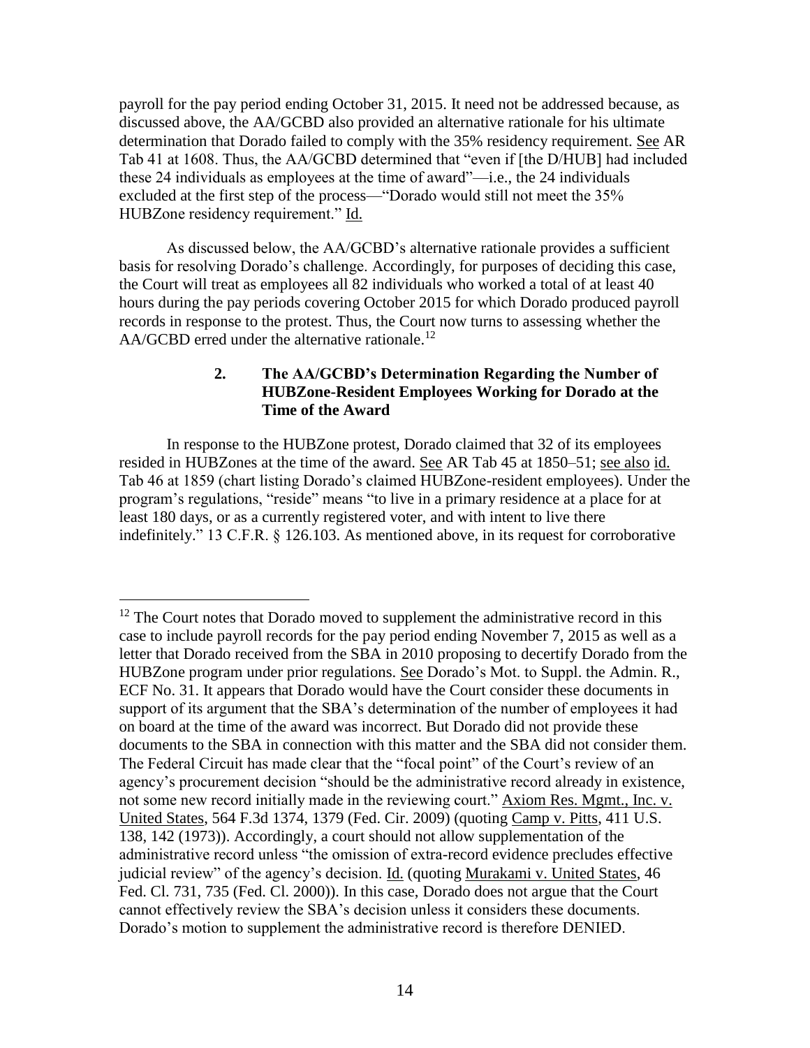payroll for the pay period ending October 31, 2015. It need not be addressed because, as discussed above, the AA/GCBD also provided an alternative rationale for his ultimate determination that Dorado failed to comply with the 35% residency requirement. See AR Tab 41 at 1608. Thus, the AA/GCBD determined that "even if [the D/HUB] had included these 24 individuals as employees at the time of award"—i.e., the 24 individuals excluded at the first step of the process—"Dorado would still not meet the 35% HUBZone residency requirement." Id.

As discussed below, the AA/GCBD's alternative rationale provides a sufficient basis for resolving Dorado's challenge. Accordingly, for purposes of deciding this case, the Court will treat as employees all 82 individuals who worked a total of at least 40 hours during the pay periods covering October 2015 for which Dorado produced payroll records in response to the protest. Thus, the Court now turns to assessing whether the AA/GCBD erred under the alternative rationale.[12]

### 2. The AA/GCBD's Determination Regarding the Number of HUBZone-Resident Employees Working for Dorado at the Time of the Award

In response to the HUBZone protest, Dorado claimed that 32 of its employees resided in HUBZones at the time of the award. See AR Tab 45 at 1850–51; see also id. Tab 46 at 1859 (chart listing Dorado's claimed HUBZone-resident employees). Under the program's regulations, "reside" means "to live in a primary residence at a place for at least 180 days, or as a currently registered voter, and with intent to live there indefinitely." 13 C.F.R. § 126.103. As mentioned above, in its request for corroborative

---

[12] The Court notes that Dorado moved to supplement the administrative record in this case to include payroll records for the pay period ending November 7, 2015 as well as a letter that Dorado received from the SBA in 2010 proposing to decertify Dorado from the HUBZone program under prior regulations. See Dorado's Mot. to Suppl. the Admin. R., ECF No. 31. It appears that Dorado would have the Court consider these documents in support of its argument that the SBA's determination of the number of employees it had on board at the time of the award was incorrect. But Dorado did not provide these documents to the SBA in connection with this matter and the SBA did not consider them. The Federal Circuit has made clear that the "focal point" of the Court's review of an agency's procurement decision "should be the administrative record already in existence, not some new record initially made in the reviewing court." Axiom Res. Mgmt., Inc. v. United States, 564 F.3d 1374, 1379 (Fed. Cir. 2009) (quoting Camp v. Pitts, 411 U.S. 138, 142 (1973)). Accordingly, a court should not allow supplementation of the administrative record unless "the omission of extra-record evidence precludes effective judicial review" of the agency's decision. Id. (quoting Murakami v. United States, 46 Fed. Cl. 731, 735 (Fed. Cl. 2000)). In this case, Dorado does not argue that the Court cannot effectively review the SBA's decision unless it considers these documents. Dorado's motion to supplement the administrative record is therefore DENIED.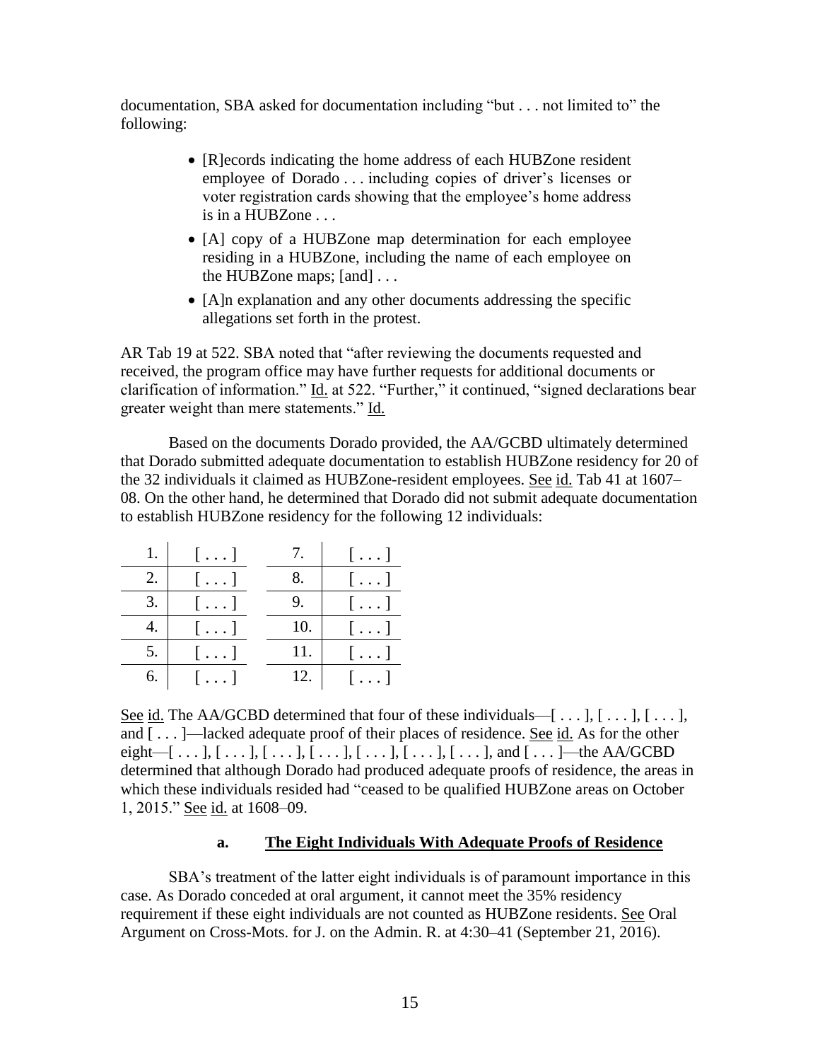documentation, SBA asked for documentation including "but . . . not limited to" the following:

> - [R]ecords indicating the home address of each HUBZone resident employee of Dorado . . . including copies of driver's licenses or voter registration cards showing that the employee's home address is in a HUBZone . . .
> - [A] copy of a HUBZone map determination for each employee residing in a HUBZone, including the name of each employee on the HUBZone maps; [and] . . .
> - [A]n explanation and any other documents addressing the specific allegations set forth in the protest.

AR Tab 19 at 522. SBA noted that "after reviewing the documents requested and received, the program office may have further requests for additional documents or clarification of information." Id. at 522. "Further," it continued, "signed declarations bear greater weight than mere statements." Id.

Based on the documents Dorado provided, the AA/GCBD ultimately determined that Dorado submitted adequate documentation to establish HUBZone residency for 20 of the 32 individuals it claimed as HUBZone-resident employees. See id. Tab 41 at 1607–08. On the other hand, he determined that Dorado did not submit adequate documentation to establish HUBZone residency for the following 12 individuals:

| | | | |
|---|---|---|---|
| 1. | [ . . . ] | 7. | [ . . . ] |
| 2. | [ . . . ] | 8. | [ . . . ] |
| 3. | [ . . . ] | 9. | [ . . . ] |
| 4. | [ . . . ] | 10. | [ . . . ] |
| 5. | [ . . . ] | 11. | [ . . . ] |
| 6. | [ . . . ] | 12. | [ . . . ] |

See id. The AA/GCBD determined that four of these individuals—[ . . . ], [ . . . ], [ . . . ], and [ . . . ]—lacked adequate proof of their places of residence. See id. As for the other eight—[ . . . ], [ . . . ], [ . . . ], [ . . . ], [ . . . ], [ . . . ], [ . . . ], and [ . . . ]—the AA/GCBD determined that although Dorado had produced adequate proofs of residence, the areas in which these individuals resided had "ceased to be qualified HUBZone areas on October 1, 2015." See id. at 1608–09.

#### a. The Eight Individuals With Adequate Proofs of Residence

SBA's treatment of the latter eight individuals is of paramount importance in this case. As Dorado conceded at oral argument, it cannot meet the 35% residency requirement if these eight individuals are not counted as HUBZone residents. See Oral Argument on Cross-Mots. for J. on the Admin. R. at 4:30–41 (September 21, 2016).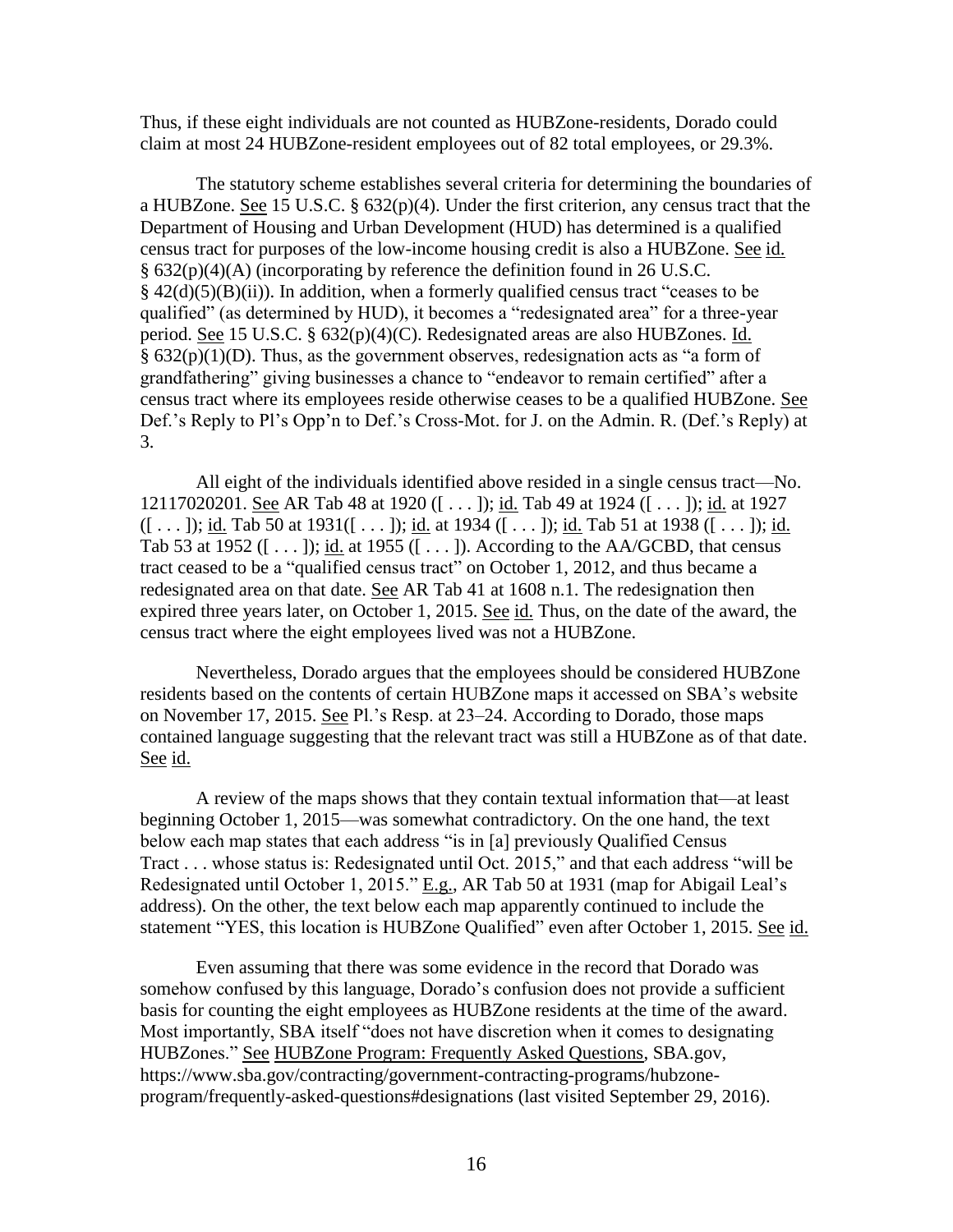Thus, if these eight individuals are not counted as HUBZone-residents, Dorado could claim at most 24 HUBZone-resident employees out of 82 total employees, or 29.3%.

The statutory scheme establishes several criteria for determining the boundaries of a HUBZone. See 15 U.S.C. § 632(p)(4). Under the first criterion, any census tract that the Department of Housing and Urban Development (HUD) has determined is a qualified census tract for purposes of the low-income housing credit is also a HUBZone. See id. § 632(p)(4)(A) (incorporating by reference the definition found in 26 U.S.C. § 42(d)(5)(B)(ii)). In addition, when a formerly qualified census tract "ceases to be qualified" (as determined by HUD), it becomes a "redesignated area" for a three-year period. See 15 U.S.C. § 632(p)(4)(C). Redesignated areas are also HUBZones. Id. § 632(p)(1)(D). Thus, as the government observes, redesignation acts as "a form of grandfathering" giving businesses a chance to "endeavor to remain certified" after a census tract where its employees reside otherwise ceases to be a qualified HUBZone. See Def.'s Reply to Pl's Opp'n to Def.'s Cross-Mot. for J. on the Admin. R. (Def.'s Reply) at 3.

All eight of the individuals identified above resided in a single census tract—No. 12117020201. See AR Tab 48 at 1920 ([ . . . ]); id. Tab 49 at 1924 ([ . . . ]); id. at 1927 ([ . . . ]); id. Tab 50 at 1931([ . . . ]); id. at 1934 ([ . . . ]); id. Tab 51 at 1938 ([ . . . ]); id. Tab 53 at 1952 ([ . . . ]); id. at 1955 ([ . . . ]). According to the AA/GCBD, that census tract ceased to be a "qualified census tract" on October 1, 2012, and thus became a redesignated area on that date. See AR Tab 41 at 1608 n.1. The redesignation then expired three years later, on October 1, 2015. See id. Thus, on the date of the award, the census tract where the eight employees lived was not a HUBZone.

Nevertheless, Dorado argues that the employees should be considered HUBZone residents based on the contents of certain HUBZone maps it accessed on SBA's website on November 17, 2015. See Pl.'s Resp. at 23–24. According to Dorado, those maps contained language suggesting that the relevant tract was still a HUBZone as of that date. See id.

A review of the maps shows that they contain textual information that—at least beginning October 1, 2015—was somewhat contradictory. On the one hand, the text below each map states that each address "is in [a] previously Qualified Census Tract . . . whose status is: Redesignated until Oct. 2015," and that each address "will be Redesignated until October 1, 2015." E.g., AR Tab 50 at 1931 (map for Abigail Leal's address). On the other, the text below each map apparently continued to include the statement "YES, this location is HUBZone Qualified" even after October 1, 2015. See id.

Even assuming that there was some evidence in the record that Dorado was somehow confused by this language, Dorado's confusion does not provide a sufficient basis for counting the eight employees as HUBZone residents at the time of the award. Most importantly, SBA itself "does not have discretion when it comes to designating HUBZones." See HUBZone Program: Frequently Asked Questions, SBA.gov, https://www.sba.gov/contracting/government-contracting-programs/hubzone-program/frequently-asked-questions#designations (last visited September 29, 2016).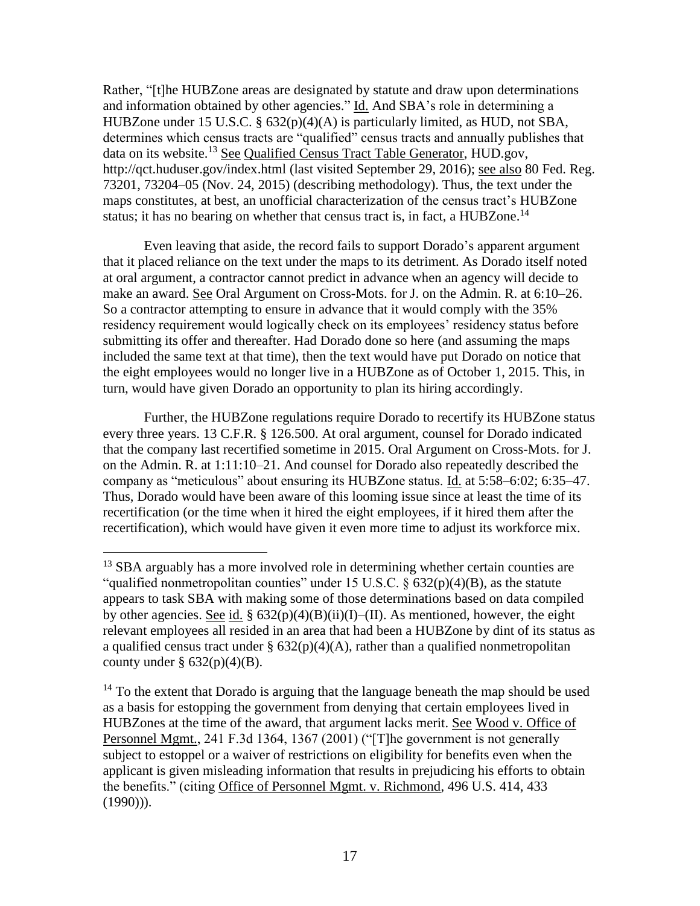Rather, "[t]he HUBZone areas are designated by statute and draw upon determinations and information obtained by other agencies." Id. And SBA's role in determining a HUBZone under 15 U.S.C. § 632(p)(4)(A) is particularly limited, as HUD, not SBA, determines which census tracts are "qualified" census tracts and annually publishes that data on its website.[13] See Qualified Census Tract Table Generator, HUD.gov, http://qct.huduser.gov/index.html (last visited September 29, 2016); see also 80 Fed. Reg. 73201, 73204–05 (Nov. 24, 2015) (describing methodology). Thus, the text under the maps constitutes, at best, an unofficial characterization of the census tract's HUBZone status; it has no bearing on whether that census tract is, in fact, a HUBZone.[14]

Even leaving that aside, the record fails to support Dorado's apparent argument that it placed reliance on the text under the maps to its detriment. As Dorado itself noted at oral argument, a contractor cannot predict in advance when an agency will decide to make an award. See Oral Argument on Cross-Mots. for J. on the Admin. R. at 6:10–26. So a contractor attempting to ensure in advance that it would comply with the 35% residency requirement would logically check on its employees' residency status before submitting its offer and thereafter. Had Dorado done so here (and assuming the maps included the same text at that time), then the text would have put Dorado on notice that the eight employees would no longer live in a HUBZone as of October 1, 2015. This, in turn, would have given Dorado an opportunity to plan its hiring accordingly.

Further, the HUBZone regulations require Dorado to recertify its HUBZone status every three years. 13 C.F.R. § 126.500. At oral argument, counsel for Dorado indicated that the company last recertified sometime in 2015. Oral Argument on Cross-Mots. for J. on the Admin. R. at 1:11:10–21. And counsel for Dorado also repeatedly described the company as "meticulous" about ensuring its HUBZone status. Id. at 5:58–6:02; 6:35–47. Thus, Dorado would have been aware of this looming issue since at least the time of its recertification (or the time when it hired the eight employees, if it hired them after the recertification), which would have given it even more time to adjust its workforce mix.

---

[13] SBA arguably has a more involved role in determining whether certain counties are "qualified nonmetropolitan counties" under 15 U.S.C. § 632(p)(4)(B), as the statute appears to task SBA with making some of those determinations based on data compiled by other agencies. See id. § 632(p)(4)(B)(ii)(I)–(II). As mentioned, however, the eight relevant employees all resided in an area that had been a HUBZone by dint of its status as a qualified census tract under § 632(p)(4)(A), rather than a qualified nonmetropolitan county under § 632(p)(4)(B).

[14] To the extent that Dorado is arguing that the language beneath the map should be used as a basis for estopping the government from denying that certain employees lived in HUBZones at the time of the award, that argument lacks merit. See Wood v. Office of Personnel Mgmt., 241 F.3d 1364, 1367 (2001) ("[T]he government is not generally subject to estoppel or a waiver of restrictions on eligibility for benefits even when the applicant is given misleading information that results in prejudicing his efforts to obtain the benefits." (citing Office of Personnel Mgmt. v. Richmond, 496 U.S. 414, 433 (1990))).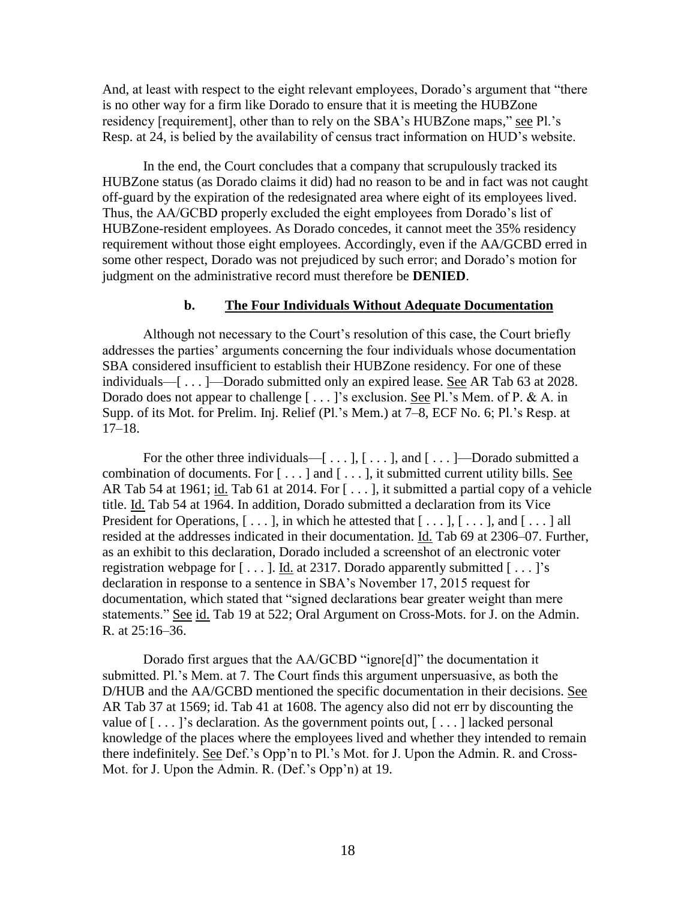And, at least with respect to the eight relevant employees, Dorado's argument that "there is no other way for a firm like Dorado to ensure that it is meeting the HUBZone residency [requirement], other than to rely on the SBA's HUBZone maps," see Pl.'s Resp. at 24, is belied by the availability of census tract information on HUD's website.

In the end, the Court concludes that a company that scrupulously tracked its HUBZone status (as Dorado claims it did) had no reason to be and in fact was not caught off-guard by the expiration of the redesignated area where eight of its employees lived. Thus, the AA/GCBD properly excluded the eight employees from Dorado's list of HUBZone-resident employees. As Dorado concedes, it cannot meet the 35% residency requirement without those eight employees. Accordingly, even if the AA/GCBD erred in some other respect, Dorado was not prejudiced by such error; and Dorado's motion for judgment on the administrative record must therefore be **DENIED**.

### b. The Four Individuals Without Adequate Documentation

Although not necessary to the Court's resolution of this case, the Court briefly addresses the parties' arguments concerning the four individuals whose documentation SBA considered insufficient to establish their HUBZone residency. For one of these individuals—[ . . . ]—Dorado submitted only an expired lease. See AR Tab 63 at 2028. Dorado does not appear to challenge [ . . . ]'s exclusion. See Pl.'s Mem. of P. & A. in Supp. of its Mot. for Prelim. Inj. Relief (Pl.'s Mem.) at 7–8, ECF No. 6; Pl.'s Resp. at 17–18.

For the other three individuals—[ . . . ], [ . . . ], and [ . . . ]—Dorado submitted a combination of documents. For [ . . . ] and [ . . . ], it submitted current utility bills. See AR Tab 54 at 1961; id. Tab 61 at 2014. For [ . . . ], it submitted a partial copy of a vehicle title. Id. Tab 54 at 1964. In addition, Dorado submitted a declaration from its Vice President for Operations, [ . . . ], in which he attested that [ . . . ], [ . . . ], and [ . . . ] all resided at the addresses indicated in their documentation. Id. Tab 69 at 2306–07. Further, as an exhibit to this declaration, Dorado included a screenshot of an electronic voter registration webpage for [ . . . ]. Id. at 2317. Dorado apparently submitted [ . . . ]'s declaration in response to a sentence in SBA's November 17, 2015 request for documentation, which stated that "signed declarations bear greater weight than mere statements." See id. Tab 19 at 522; Oral Argument on Cross-Mots. for J. on the Admin. R. at 25:16–36.

Dorado first argues that the AA/GCBD "ignore[d]" the documentation it submitted. Pl.'s Mem. at 7. The Court finds this argument unpersuasive, as both the D/HUB and the AA/GCBD mentioned the specific documentation in their decisions. See AR Tab 37 at 1569; id. Tab 41 at 1608. The agency also did not err by discounting the value of [ . . . ]'s declaration. As the government points out, [ . . . ] lacked personal knowledge of the places where the employees lived and whether they intended to remain there indefinitely. See Def.'s Opp'n to Pl.'s Mot. for J. Upon the Admin. R. and Cross-Mot. for J. Upon the Admin. R. (Def.'s Opp'n) at 19.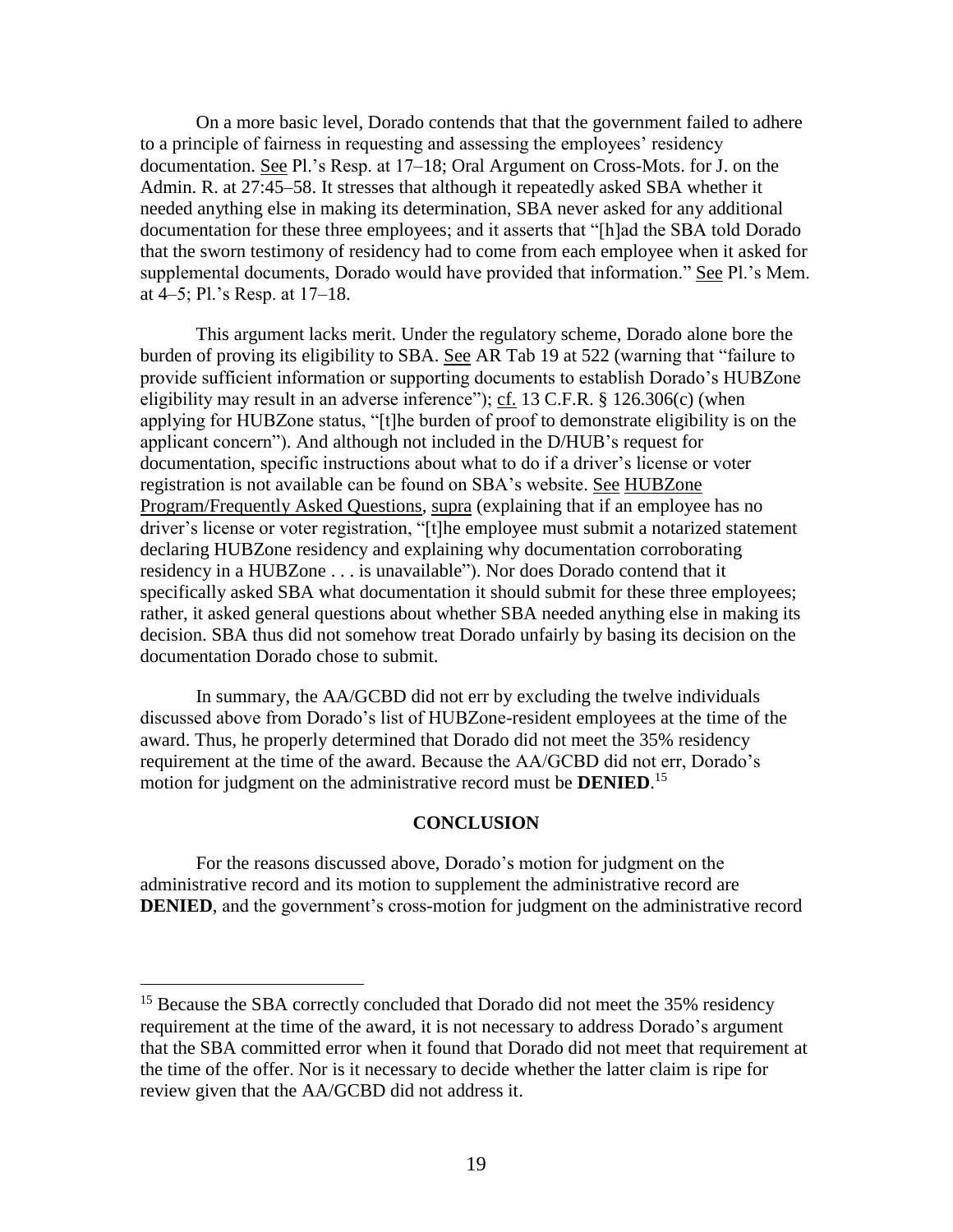On a more basic level, Dorado contends that that the government failed to adhere to a principle of fairness in requesting and assessing the employees' residency documentation. See Pl.'s Resp. at 17–18; Oral Argument on Cross-Mots. for J. on the Admin. R. at 27:45–58. It stresses that although it repeatedly asked SBA whether it needed anything else in making its determination, SBA never asked for any additional documentation for these three employees; and it asserts that "[h]ad the SBA told Dorado that the sworn testimony of residency had to come from each employee when it asked for supplemental documents, Dorado would have provided that information." See Pl.'s Mem. at 4–5; Pl.'s Resp. at 17–18.

This argument lacks merit. Under the regulatory scheme, Dorado alone bore the burden of proving its eligibility to SBA. See AR Tab 19 at 522 (warning that "failure to provide sufficient information or supporting documents to establish Dorado's HUBZone eligibility may result in an adverse inference"); cf. 13 C.F.R. § 126.306(c) (when applying for HUBZone status, "[t]he burden of proof to demonstrate eligibility is on the applicant concern"). And although not included in the D/HUB's request for documentation, specific instructions about what to do if a driver's license or voter registration is not available can be found on SBA's website. See HUBZone Program/Frequently Asked Questions, supra (explaining that if an employee has no driver's license or voter registration, "[t]he employee must submit a notarized statement declaring HUBZone residency and explaining why documentation corroborating residency in a HUBZone . . . is unavailable"). Nor does Dorado contend that it specifically asked SBA what documentation it should submit for these three employees; rather, it asked general questions about whether SBA needed anything else in making its decision. SBA thus did not somehow treat Dorado unfairly by basing its decision on the documentation Dorado chose to submit.

In summary, the AA/GCBD did not err by excluding the twelve individuals discussed above from Dorado's list of HUBZone-resident employees at the time of the award. Thus, he properly determined that Dorado did not meet the 35% residency requirement at the time of the award. Because the AA/GCBD did not err, Dorado's motion for judgment on the administrative record must be **DENIED**.[15]

## CONCLUSION

For the reasons discussed above, Dorado's motion for judgment on the administrative record and its motion to supplement the administrative record are **DENIED**, and the government's cross-motion for judgment on the administrative record

---

[15] Because the SBA correctly concluded that Dorado did not meet the 35% residency requirement at the time of the award, it is not necessary to address Dorado's argument that the SBA committed error when it found that Dorado did not meet that requirement at the time of the offer. Nor is it necessary to decide whether the latter claim is ripe for review given that the AA/GCBD did not address it.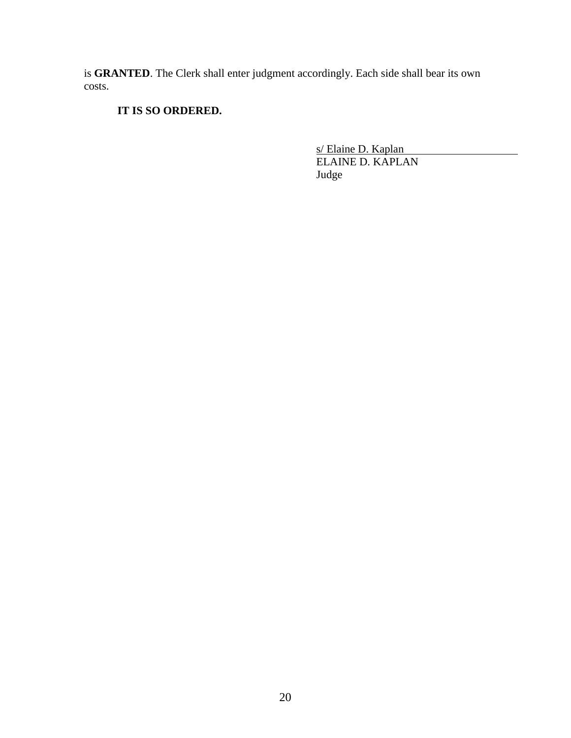is **GRANTED**. The Clerk shall enter judgment accordingly. Each side shall bear its own costs.

**IT IS SO ORDERED.**

s/ Elaine D. Kaplan
ELAINE D. KAPLAN
Judge